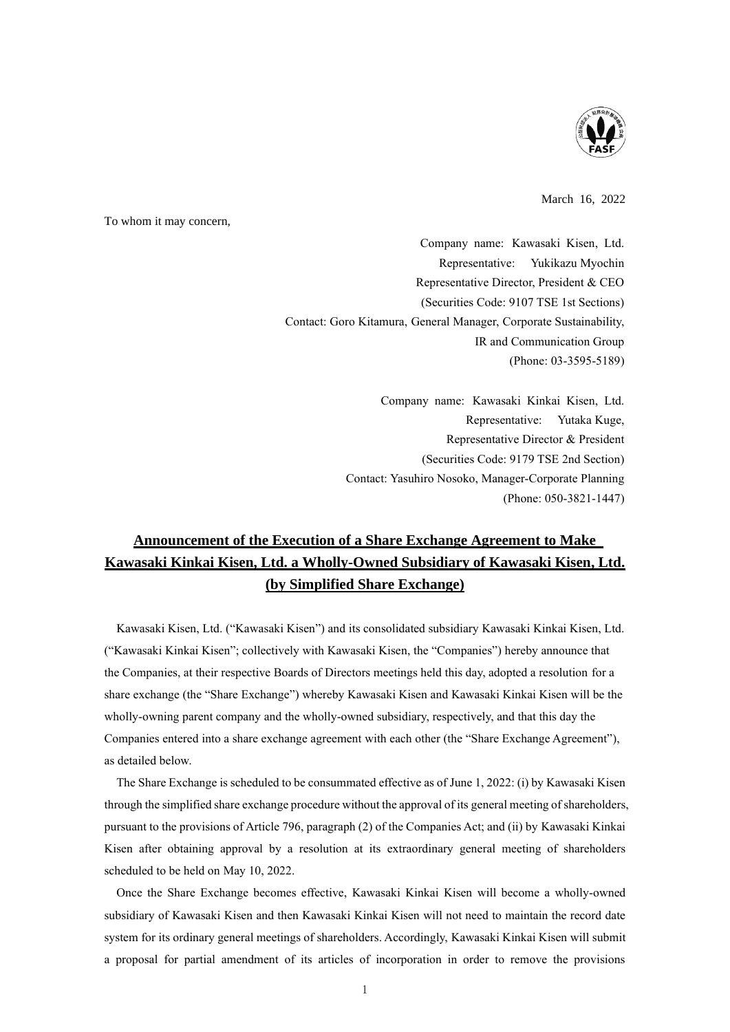March 16, 2022

To whom it may concern,

Company name: Kawasaki Kisen, Ltd.
Representative: Yukikazu Myochin
Representative Director, President & CEO
(Securities Code: 9107 TSE 1st Sections)
Contact: Goro Kitamura, General Manager, Corporate Sustainability,
IR and Communication Group
(Phone: 03-3595-5189)

Company name: Kawasaki Kinkai Kisen, Ltd.
Representative: Yutaka Kuge,
Representative Director & President
(Securities Code: 9179 TSE 2nd Section)
Contact: Yasuhiro Nosoko, Manager-Corporate Planning
(Phone: 050-3821-1447)

# Announcement of the Execution of a Share Exchange Agreement to Make Kawasaki Kinkai Kisen, Ltd. a Wholly-Owned Subsidiary of Kawasaki Kisen, Ltd. (by Simplified Share Exchange)

Kawasaki Kisen, Ltd. ("Kawasaki Kisen") and its consolidated subsidiary Kawasaki Kinkai Kisen, Ltd. ("Kawasaki Kinkai Kisen"; collectively with Kawasaki Kisen, the "Companies") hereby announce that the Companies, at their respective Boards of Directors meetings held this day, adopted a resolution for a share exchange (the "Share Exchange") whereby Kawasaki Kisen and Kawasaki Kinkai Kisen will be the wholly-owning parent company and the wholly-owned subsidiary, respectively, and that this day the Companies entered into a share exchange agreement with each other (the "Share Exchange Agreement"), as detailed below.

The Share Exchange is scheduled to be consummated effective as of June 1, 2022: (i) by Kawasaki Kisen through the simplified share exchange procedure without the approval of its general meeting of shareholders, pursuant to the provisions of Article 796, paragraph (2) of the Companies Act; and (ii) by Kawasaki Kinkai Kisen after obtaining approval by a resolution at its extraordinary general meeting of shareholders scheduled to be held on May 10, 2022.

Once the Share Exchange becomes effective, Kawasaki Kinkai Kisen will become a wholly-owned subsidiary of Kawasaki Kisen and then Kawasaki Kinkai Kisen will not need to maintain the record date system for its ordinary general meetings of shareholders. Accordingly, Kawasaki Kinkai Kisen will submit a proposal for partial amendment of its articles of incorporation in order to remove the provisions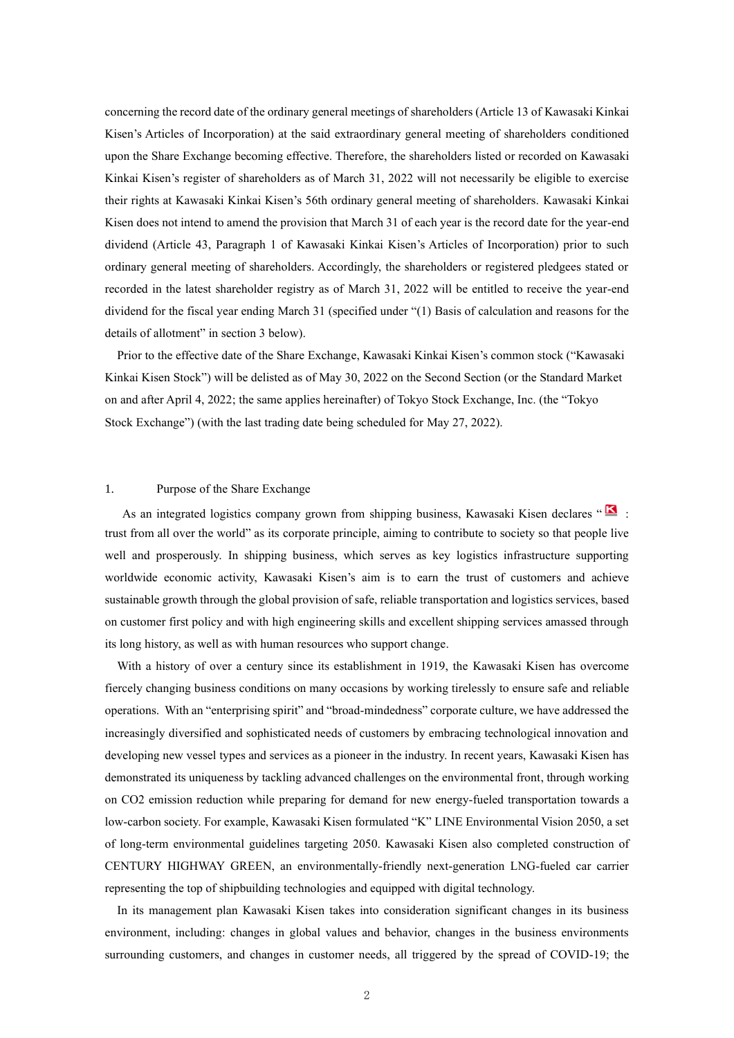concerning the record date of the ordinary general meetings of shareholders (Article 13 of Kawasaki Kinkai Kisen's Articles of Incorporation) at the said extraordinary general meeting of shareholders conditioned upon the Share Exchange becoming effective. Therefore, the shareholders listed or recorded on Kawasaki Kinkai Kisen's register of shareholders as of March 31, 2022 will not necessarily be eligible to exercise their rights at Kawasaki Kinkai Kisen's 56th ordinary general meeting of shareholders. Kawasaki Kinkai Kisen does not intend to amend the provision that March 31 of each year is the record date for the year-end dividend (Article 43, Paragraph 1 of Kawasaki Kinkai Kisen's Articles of Incorporation) prior to such ordinary general meeting of shareholders. Accordingly, the shareholders or registered pledgees stated or recorded in the latest shareholder registry as of March 31, 2022 will be entitled to receive the year-end dividend for the fiscal year ending March 31 (specified under "(1) Basis of calculation and reasons for the details of allotment" in section 3 below).

Prior to the effective date of the Share Exchange, Kawasaki Kinkai Kisen's common stock ("Kawasaki Kinkai Kisen Stock") will be delisted as of May 30, 2022 on the Second Section (or the Standard Market on and after April 4, 2022; the same applies hereinafter) of Tokyo Stock Exchange, Inc. (the "Tokyo Stock Exchange") (with the last trading date being scheduled for May 27, 2022).

## 1. Purpose of the Share Exchange

As an integrated logistics company grown from shipping business, Kawasaki Kisen declares " K : trust from all over the world" as its corporate principle, aiming to contribute to society so that people live well and prosperously. In shipping business, which serves as key logistics infrastructure supporting worldwide economic activity, Kawasaki Kisen's aim is to earn the trust of customers and achieve sustainable growth through the global provision of safe, reliable transportation and logistics services, based on customer first policy and with high engineering skills and excellent shipping services amassed through its long history, as well as with human resources who support change.

With a history of over a century since its establishment in 1919, the Kawasaki Kisen has overcome fiercely changing business conditions on many occasions by working tirelessly to ensure safe and reliable operations. With an "enterprising spirit" and "broad-mindedness" corporate culture, we have addressed the increasingly diversified and sophisticated needs of customers by embracing technological innovation and developing new vessel types and services as a pioneer in the industry. In recent years, Kawasaki Kisen has demonstrated its uniqueness by tackling advanced challenges on the environmental front, through working on $CO_2$ emission reduction while preparing for demand for new energy-fueled transportation towards a low-carbon society. For example, Kawasaki Kisen formulated "K" LINE Environmental Vision 2050, a set of long-term environmental guidelines targeting 2050. Kawasaki Kisen also completed construction of CENTURY HIGHWAY GREEN, an environmentally-friendly next-generation LNG-fueled car carrier representing the top of shipbuilding technologies and equipped with digital technology.

In its management plan Kawasaki Kisen takes into consideration significant changes in its business environment, including: changes in global values and behavior, changes in the business environments surrounding customers, and changes in customer needs, all triggered by the spread of COVID-19; the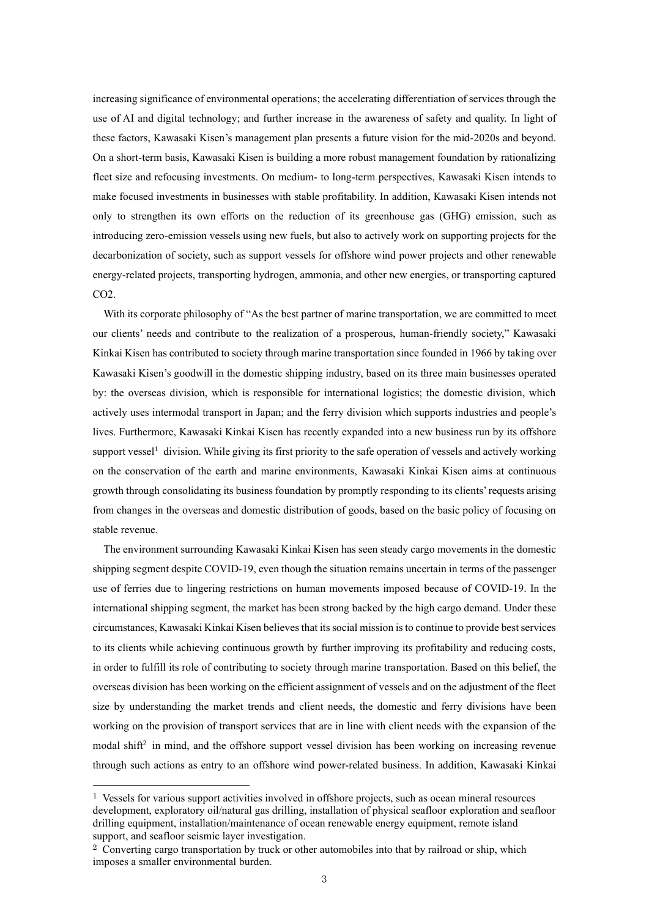increasing significance of environmental operations; the accelerating differentiation of services through the use of AI and digital technology; and further increase in the awareness of safety and quality. In light of these factors, Kawasaki Kisen's management plan presents a future vision for the mid-2020s and beyond. On a short-term basis, Kawasaki Kisen is building a more robust management foundation by rationalizing fleet size and refocusing investments. On medium- to long-term perspectives, Kawasaki Kisen intends to make focused investments in businesses with stable profitability. In addition, Kawasaki Kisen intends not only to strengthen its own efforts on the reduction of its greenhouse gas (GHG) emission, such as introducing zero-emission vessels using new fuels, but also to actively work on supporting projects for the decarbonization of society, such as support vessels for offshore wind power projects and other renewable energy-related projects, transporting hydrogen, ammonia, and other new energies, or transporting captured $CO_2$.

With its corporate philosophy of "As the best partner of marine transportation, we are committed to meet our clients' needs and contribute to the realization of a prosperous, human-friendly society," Kawasaki Kinkai Kisen has contributed to society through marine transportation since founded in 1966 by taking over Kawasaki Kisen's goodwill in the domestic shipping industry, based on its three main businesses operated by: the overseas division, which is responsible for international logistics; the domestic division, which actively uses intermodal transport in Japan; and the ferry division which supports industries and people's lives. Furthermore, Kawasaki Kinkai Kisen has recently expanded into a new business run by its offshore support vessel[1] division. While giving its first priority to the safe operation of vessels and actively working on the conservation of the earth and marine environments, Kawasaki Kinkai Kisen aims at continuous growth through consolidating its business foundation by promptly responding to its clients' requests arising from changes in the overseas and domestic distribution of goods, based on the basic policy of focusing on stable revenue.

The environment surrounding Kawasaki Kinkai Kisen has seen steady cargo movements in the domestic shipping segment despite COVID-19, even though the situation remains uncertain in terms of the passenger use of ferries due to lingering restrictions on human movements imposed because of COVID-19. In the international shipping segment, the market has been strong backed by the high cargo demand. Under these circumstances, Kawasaki Kinkai Kisen believes that its social mission is to continue to provide best services to its clients while achieving continuous growth by further improving its profitability and reducing costs, in order to fulfill its role of contributing to society through marine transportation. Based on this belief, the overseas division has been working on the efficient assignment of vessels and on the adjustment of the fleet size by understanding the market trends and client needs, the domestic and ferry divisions have been working on the provision of transport services that are in line with client needs with the expansion of the modal shift[2] in mind, and the offshore support vessel division has been working on increasing revenue through such actions as entry to an offshore wind power-related business. In addition, Kawasaki Kinkai

---

[1] Vessels for various support activities involved in offshore projects, such as ocean mineral resources development, exploratory oil/natural gas drilling, installation of physical seafloor exploration and seafloor drilling equipment, installation/maintenance of ocean renewable energy equipment, remote island support, and seafloor seismic layer investigation.

[2] Converting cargo transportation by truck or other automobiles into that by railroad or ship, which imposes a smaller environmental burden.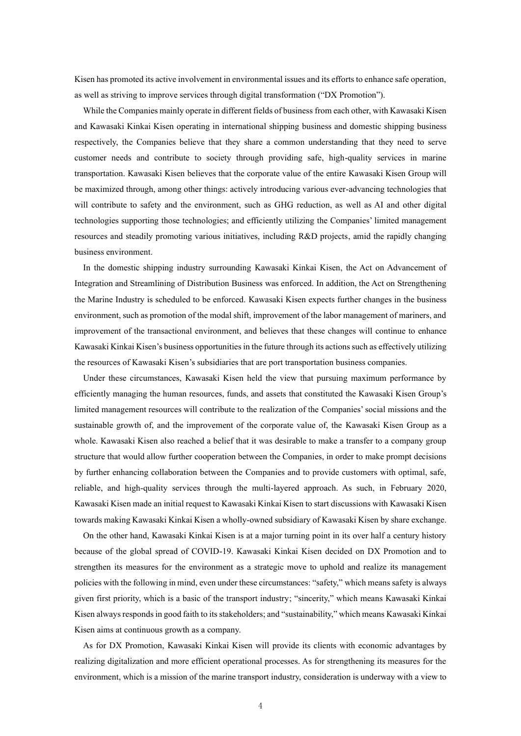Kisen has promoted its active involvement in environmental issues and its efforts to enhance safe operation, as well as striving to improve services through digital transformation (“DX Promotion”).

While the Companies mainly operate in different fields of business from each other, with Kawasaki Kisen and Kawasaki Kinkai Kisen operating in international shipping business and domestic shipping business respectively, the Companies believe that they share a common understanding that they need to serve customer needs and contribute to society through providing safe, high-quality services in marine transportation. Kawasaki Kisen believes that the corporate value of the entire Kawasaki Kisen Group will be maximized through, among other things: actively introducing various ever-advancing technologies that will contribute to safety and the environment, such as GHG reduction, as well as AI and other digital technologies supporting those technologies; and efficiently utilizing the Companies’ limited management resources and steadily promoting various initiatives, including R&D projects, amid the rapidly changing business environment.

In the domestic shipping industry surrounding Kawasaki Kinkai Kisen, the Act on Advancement of Integration and Streamlining of Distribution Business was enforced. In addition, the Act on Strengthening the Marine Industry is scheduled to be enforced. Kawasaki Kisen expects further changes in the business environment, such as promotion of the modal shift, improvement of the labor management of mariners, and improvement of the transactional environment, and believes that these changes will continue to enhance Kawasaki Kinkai Kisen’s business opportunities in the future through its actions such as effectively utilizing the resources of Kawasaki Kisen’s subsidiaries that are port transportation business companies.

Under these circumstances, Kawasaki Kisen held the view that pursuing maximum performance by efficiently managing the human resources, funds, and assets that constituted the Kawasaki Kisen Group’s limited management resources will contribute to the realization of the Companies’ social missions and the sustainable growth of, and the improvement of the corporate value of, the Kawasaki Kisen Group as a whole. Kawasaki Kisen also reached a belief that it was desirable to make a transfer to a company group structure that would allow further cooperation between the Companies, in order to make prompt decisions by further enhancing collaboration between the Companies and to provide customers with optimal, safe, reliable, and high-quality services through the multi-layered approach. As such, in February 2020, Kawasaki Kisen made an initial request to Kawasaki Kinkai Kisen to start discussions with Kawasaki Kisen towards making Kawasaki Kinkai Kisen a wholly-owned subsidiary of Kawasaki Kisen by share exchange.

On the other hand, Kawasaki Kinkai Kisen is at a major turning point in its over half a century history because of the global spread of COVID-19. Kawasaki Kinkai Kisen decided on DX Promotion and to strengthen its measures for the environment as a strategic move to uphold and realize its management policies with the following in mind, even under these circumstances: “safety,” which means safety is always given first priority, which is a basic of the transport industry; “sincerity,” which means Kawasaki Kinkai Kisen always responds in good faith to its stakeholders; and “sustainability,” which means Kawasaki Kinkai Kisen aims at continuous growth as a company.

As for DX Promotion, Kawasaki Kinkai Kisen will provide its clients with economic advantages by realizing digitalization and more efficient operational processes. As for strengthening its measures for the environment, which is a mission of the marine transport industry, consideration is underway with a view to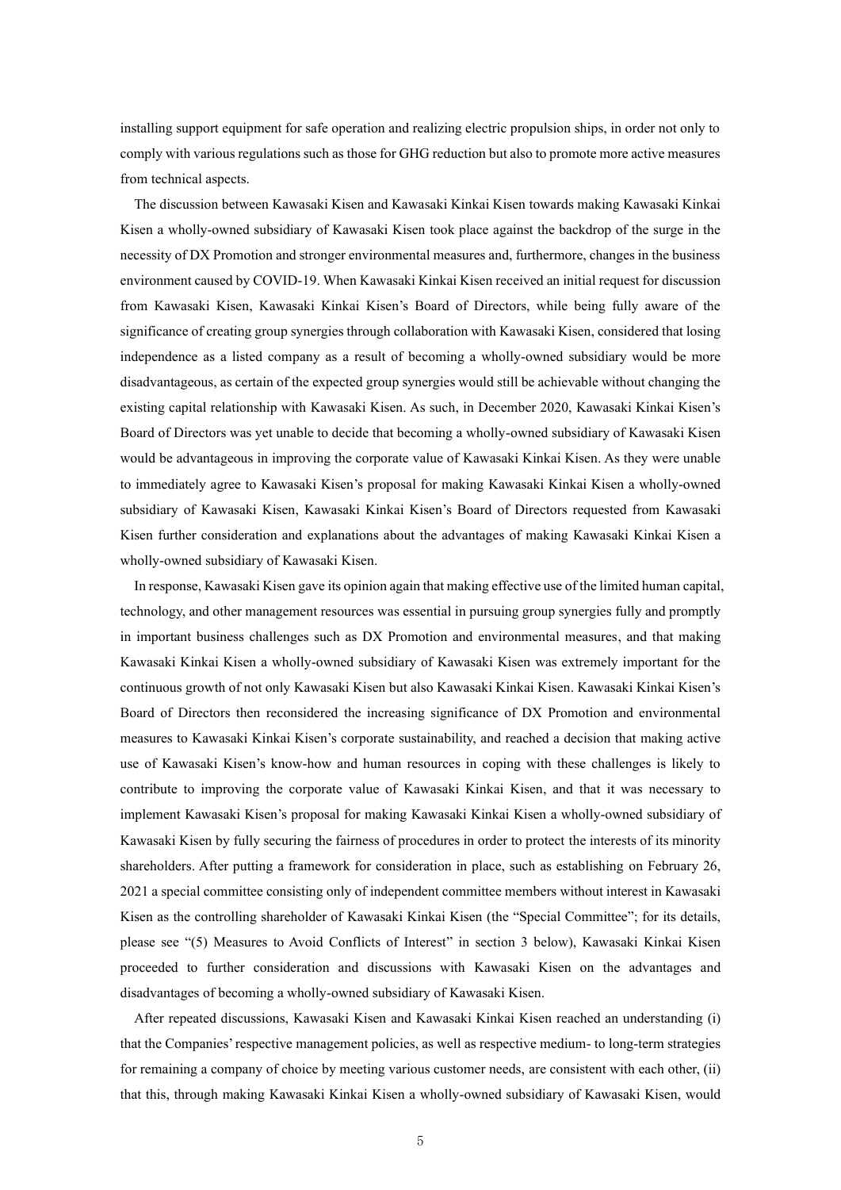installing support equipment for safe operation and realizing electric propulsion ships, in order not only to comply with various regulations such as those for GHG reduction but also to promote more active measures from technical aspects.

The discussion between Kawasaki Kisen and Kawasaki Kinkai Kisen towards making Kawasaki Kinkai Kisen a wholly-owned subsidiary of Kawasaki Kisen took place against the backdrop of the surge in the necessity of DX Promotion and stronger environmental measures and, furthermore, changes in the business environment caused by COVID-19. When Kawasaki Kinkai Kisen received an initial request for discussion from Kawasaki Kisen, Kawasaki Kinkai Kisen's Board of Directors, while being fully aware of the significance of creating group synergies through collaboration with Kawasaki Kisen, considered that losing independence as a listed company as a result of becoming a wholly-owned subsidiary would be more disadvantageous, as certain of the expected group synergies would still be achievable without changing the existing capital relationship with Kawasaki Kisen. As such, in December 2020, Kawasaki Kinkai Kisen's Board of Directors was yet unable to decide that becoming a wholly-owned subsidiary of Kawasaki Kisen would be advantageous in improving the corporate value of Kawasaki Kinkai Kisen. As they were unable to immediately agree to Kawasaki Kisen's proposal for making Kawasaki Kinkai Kisen a wholly-owned subsidiary of Kawasaki Kisen, Kawasaki Kinkai Kisen's Board of Directors requested from Kawasaki Kisen further consideration and explanations about the advantages of making Kawasaki Kinkai Kisen a wholly-owned subsidiary of Kawasaki Kisen.

In response, Kawasaki Kisen gave its opinion again that making effective use of the limited human capital, technology, and other management resources was essential in pursuing group synergies fully and promptly in important business challenges such as DX Promotion and environmental measures, and that making Kawasaki Kinkai Kisen a wholly-owned subsidiary of Kawasaki Kisen was extremely important for the continuous growth of not only Kawasaki Kisen but also Kawasaki Kinkai Kisen. Kawasaki Kinkai Kisen's Board of Directors then reconsidered the increasing significance of DX Promotion and environmental measures to Kawasaki Kinkai Kisen's corporate sustainability, and reached a decision that making active use of Kawasaki Kisen's know-how and human resources in coping with these challenges is likely to contribute to improving the corporate value of Kawasaki Kinkai Kisen, and that it was necessary to implement Kawasaki Kisen's proposal for making Kawasaki Kinkai Kisen a wholly-owned subsidiary of Kawasaki Kisen by fully securing the fairness of procedures in order to protect the interests of its minority shareholders. After putting a framework for consideration in place, such as establishing on February 26, 2021 a special committee consisting only of independent committee members without interest in Kawasaki Kisen as the controlling shareholder of Kawasaki Kinkai Kisen (the "Special Committee"; for its details, please see "(5) Measures to Avoid Conflicts of Interest" in section 3 below), Kawasaki Kinkai Kisen proceeded to further consideration and discussions with Kawasaki Kisen on the advantages and disadvantages of becoming a wholly-owned subsidiary of Kawasaki Kisen.

After repeated discussions, Kawasaki Kisen and Kawasaki Kinkai Kisen reached an understanding (i) that the Companies' respective management policies, as well as respective medium- to long-term strategies for remaining a company of choice by meeting various customer needs, are consistent with each other, (ii) that this, through making Kawasaki Kinkai Kisen a wholly-owned subsidiary of Kawasaki Kisen, would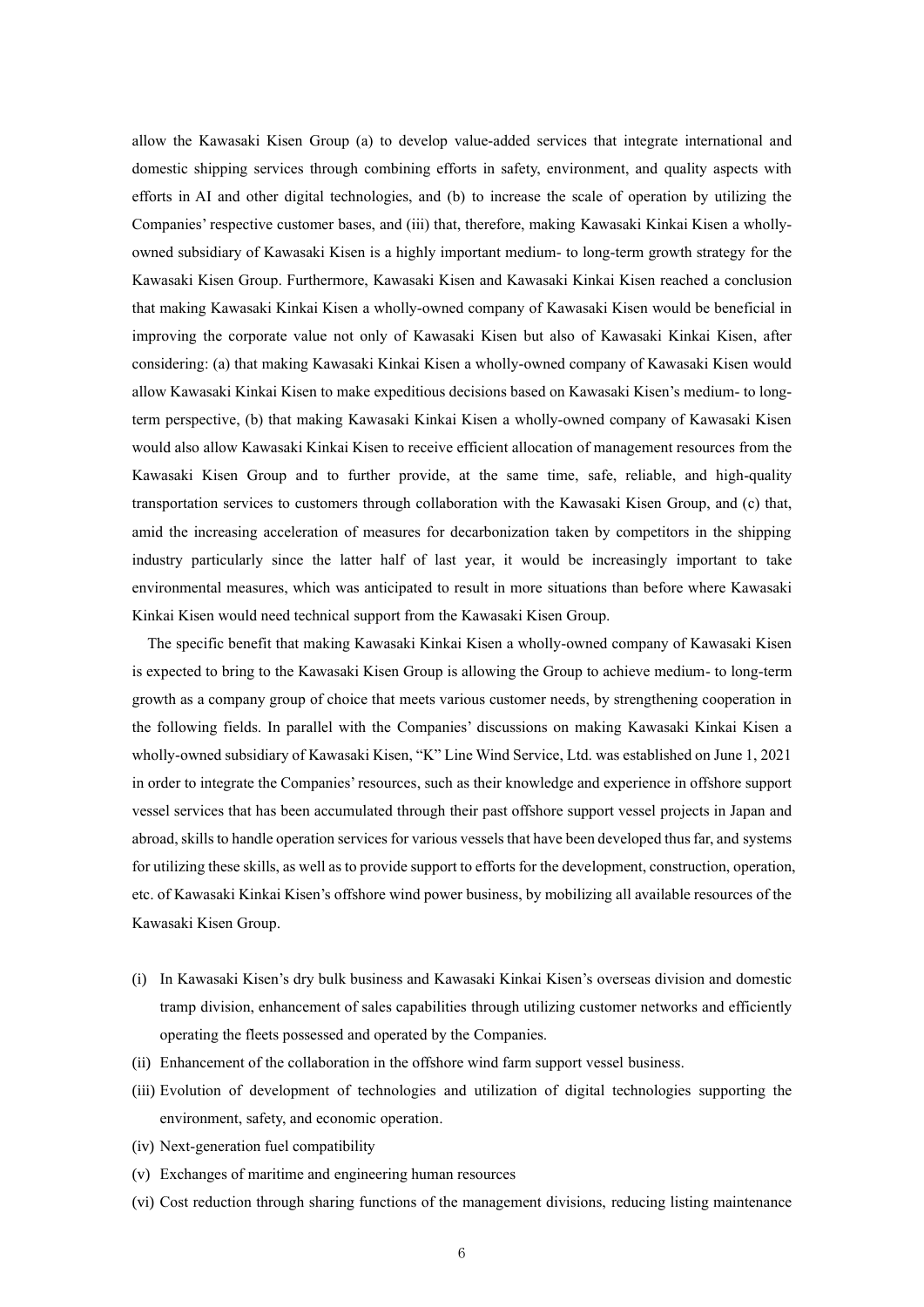allow the Kawasaki Kisen Group (a) to develop value-added services that integrate international and domestic shipping services through combining efforts in safety, environment, and quality aspects with efforts in AI and other digital technologies, and (b) to increase the scale of operation by utilizing the Companies' respective customer bases, and (iii) that, therefore, making Kawasaki Kinkai Kisen a wholly-owned subsidiary of Kawasaki Kisen is a highly important medium- to long-term growth strategy for the Kawasaki Kisen Group. Furthermore, Kawasaki Kisen and Kawasaki Kinkai Kisen reached a conclusion that making Kawasaki Kinkai Kisen a wholly-owned company of Kawasaki Kisen would be beneficial in improving the corporate value not only of Kawasaki Kisen but also of Kawasaki Kinkai Kisen, after considering: (a) that making Kawasaki Kinkai Kisen a wholly-owned company of Kawasaki Kisen would allow Kawasaki Kinkai Kisen to make expeditious decisions based on Kawasaki Kisen's medium- to long-term perspective, (b) that making Kawasaki Kinkai Kisen a wholly-owned company of Kawasaki Kisen would also allow Kawasaki Kinkai Kisen to receive efficient allocation of management resources from the Kawasaki Kisen Group and to further provide, at the same time, safe, reliable, and high-quality transportation services to customers through collaboration with the Kawasaki Kisen Group, and (c) that, amid the increasing acceleration of measures for decarbonization taken by competitors in the shipping industry particularly since the latter half of last year, it would be increasingly important to take environmental measures, which was anticipated to result in more situations than before where Kawasaki Kinkai Kisen would need technical support from the Kawasaki Kisen Group.

The specific benefit that making Kawasaki Kinkai Kisen a wholly-owned company of Kawasaki Kisen is expected to bring to the Kawasaki Kisen Group is allowing the Group to achieve medium- to long-term growth as a company group of choice that meets various customer needs, by strengthening cooperation in the following fields. In parallel with the Companies' discussions on making Kawasaki Kinkai Kisen a wholly-owned subsidiary of Kawasaki Kisen, "K" Line Wind Service, Ltd. was established on June 1, 2021 in order to integrate the Companies' resources, such as their knowledge and experience in offshore support vessel services that has been accumulated through their past offshore support vessel projects in Japan and abroad, skills to handle operation services for various vessels that have been developed thus far, and systems for utilizing these skills, as well as to provide support to efforts for the development, construction, operation, etc. of Kawasaki Kinkai Kisen's offshore wind power business, by mobilizing all available resources of the Kawasaki Kisen Group.

(i) In Kawasaki Kisen's dry bulk business and Kawasaki Kinkai Kisen's overseas division and domestic tramp division, enhancement of sales capabilities through utilizing customer networks and efficiently operating the fleets possessed and operated by the Companies.

(ii) Enhancement of the collaboration in the offshore wind farm support vessel business.

(iii) Evolution of development of technologies and utilization of digital technologies supporting the environment, safety, and economic operation.

(iv) Next-generation fuel compatibility

(v) Exchanges of maritime and engineering human resources

(vi) Cost reduction through sharing functions of the management divisions, reducing listing maintenance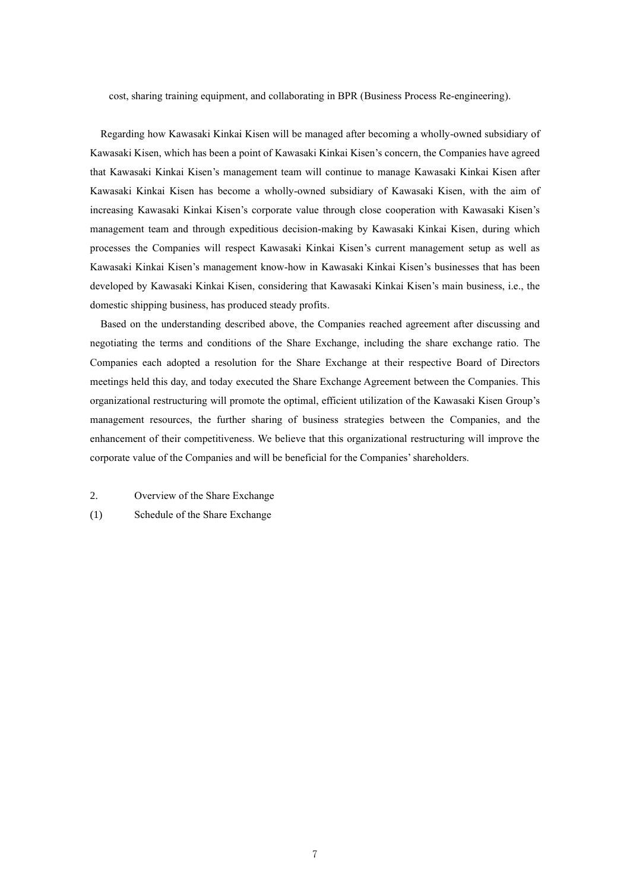cost, sharing training equipment, and collaborating in BPR (Business Process Re-engineering).

Regarding how Kawasaki Kinkai Kisen will be managed after becoming a wholly-owned subsidiary of Kawasaki Kisen, which has been a point of Kawasaki Kinkai Kisen's concern, the Companies have agreed that Kawasaki Kinkai Kisen's management team will continue to manage Kawasaki Kinkai Kisen after Kawasaki Kinkai Kisen has become a wholly-owned subsidiary of Kawasaki Kisen, with the aim of increasing Kawasaki Kinkai Kisen's corporate value through close cooperation with Kawasaki Kisen's management team and through expeditious decision-making by Kawasaki Kinkai Kisen, during which processes the Companies will respect Kawasaki Kinkai Kisen's current management setup as well as Kawasaki Kinkai Kisen's management know-how in Kawasaki Kinkai Kisen's businesses that has been developed by Kawasaki Kinkai Kisen, considering that Kawasaki Kinkai Kisen's main business, i.e., the domestic shipping business, has produced steady profits.

Based on the understanding described above, the Companies reached agreement after discussing and negotiating the terms and conditions of the Share Exchange, including the share exchange ratio. The Companies each adopted a resolution for the Share Exchange at their respective Board of Directors meetings held this day, and today executed the Share Exchange Agreement between the Companies. This organizational restructuring will promote the optimal, efficient utilization of the Kawasaki Kisen Group's management resources, the further sharing of business strategies between the Companies, and the enhancement of their competitiveness. We believe that this organizational restructuring will improve the corporate value of the Companies and will be beneficial for the Companies' shareholders.

## 2. Overview of the Share Exchange

### (1) Schedule of the Share Exchange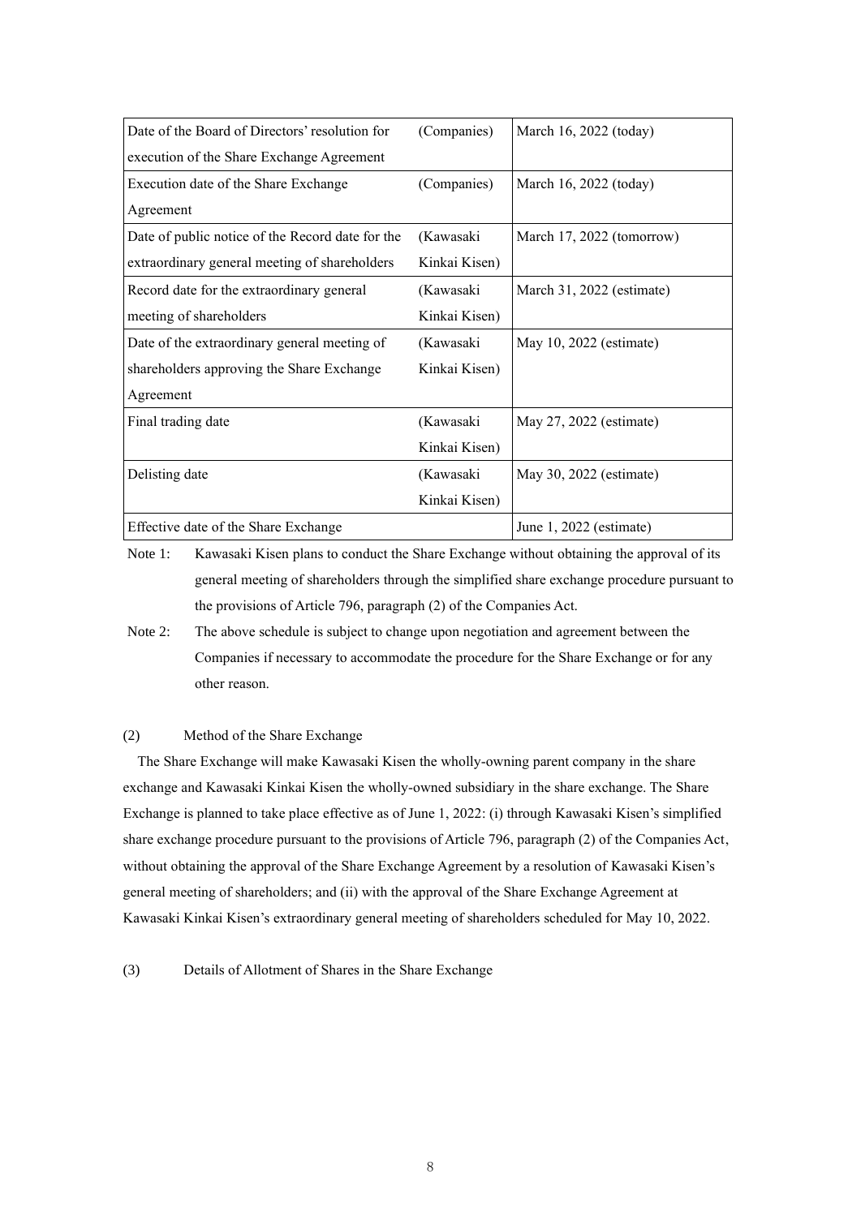| | | |
|---|---|---|
| Date of the Board of Directors' resolution for execution of the Share Exchange Agreement | (Companies) | March 16, 2022 (today) |
| Execution date of the Share Exchange Agreement | (Companies) | March 16, 2022 (today) |
| Date of public notice of the Record date for the extraordinary general meeting of shareholders | (Kawasaki Kinkai Kisen) | March 17, 2022 (tomorrow) |
| Record date for the extraordinary general meeting of shareholders | (Kawasaki Kinkai Kisen) | March 31, 2022 (estimate) |
| Date of the extraordinary general meeting of shareholders approving the Share Exchange Agreement | (Kawasaki Kinkai Kisen) | May 10, 2022 (estimate) |
| Final trading date | (Kawasaki Kinkai Kisen) | May 27, 2022 (estimate) |
| Delisting date | (Kawasaki Kinkai Kisen) | May 30, 2022 (estimate) |
| Effective date of the Share Exchange | | June 1, 2022 (estimate) |

Note 1: Kawasaki Kisen plans to conduct the Share Exchange without obtaining the approval of its general meeting of shareholders through the simplified share exchange procedure pursuant to the provisions of Article 796, paragraph (2) of the Companies Act.

Note 2: The above schedule is subject to change upon negotiation and agreement between the Companies if necessary to accommodate the procedure for the Share Exchange or for any other reason.

(2) Method of the Share Exchange

The Share Exchange will make Kawasaki Kisen the wholly-owning parent company in the share exchange and Kawasaki Kinkai Kisen the wholly-owned subsidiary in the share exchange. The Share Exchange is planned to take place effective as of June 1, 2022: (i) through Kawasaki Kisen's simplified share exchange procedure pursuant to the provisions of Article 796, paragraph (2) of the Companies Act, without obtaining the approval of the Share Exchange Agreement by a resolution of Kawasaki Kisen's general meeting of shareholders; and (ii) with the approval of the Share Exchange Agreement at Kawasaki Kinkai Kisen's extraordinary general meeting of shareholders scheduled for May 10, 2022.

(3) Details of Allotment of Shares in the Share Exchange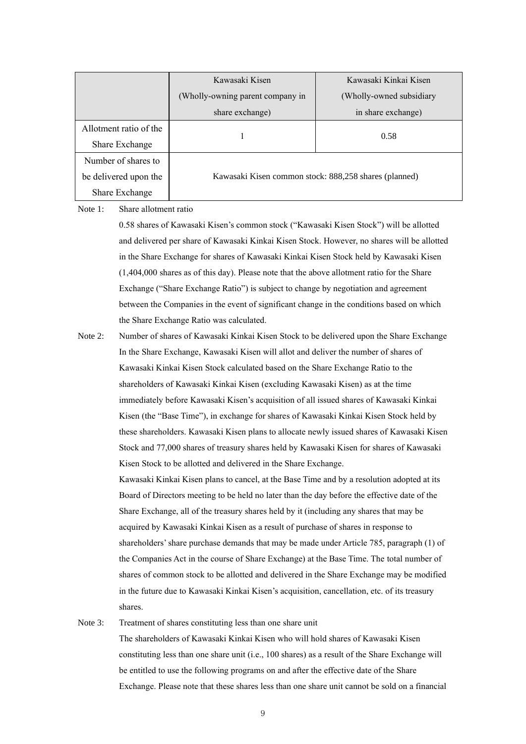| | Kawasaki Kisen (Wholly-owning parent company in share exchange) | Kawasaki Kinkai Kisen (Wholly-owned subsidiary in share exchange) |
|---|---|---|
| Allotment ratio of the Share Exchange | 1 | 0.58 |
| Number of shares to be delivered upon the Share Exchange | Kawasaki Kisen common stock: 888,258 shares (planned) | |

Note 1: Share allotment ratio

0.58 shares of Kawasaki Kisen's common stock ("Kawasaki Kisen Stock") will be allotted and delivered per share of Kawasaki Kinkai Kisen Stock. However, no shares will be allotted in the Share Exchange for shares of Kawasaki Kinkai Kisen Stock held by Kawasaki Kisen (1,404,000 shares as of this day). Please note that the above allotment ratio for the Share Exchange ("Share Exchange Ratio") is subject to change by negotiation and agreement between the Companies in the event of significant change in the conditions based on which the Share Exchange Ratio was calculated.

Note 2: Number of shares of Kawasaki Kinkai Kisen Stock to be delivered upon the Share Exchange

In the Share Exchange, Kawasaki Kisen will allot and deliver the number of shares of Kawasaki Kinkai Kisen Stock calculated based on the Share Exchange Ratio to the shareholders of Kawasaki Kinkai Kisen (excluding Kawasaki Kisen) as at the time immediately before Kawasaki Kisen's acquisition of all issued shares of Kawasaki Kinkai Kisen (the "Base Time"), in exchange for shares of Kawasaki Kinkai Kisen Stock held by these shareholders. Kawasaki Kisen plans to allocate newly issued shares of Kawasaki Kisen Stock and 77,000 shares of treasury shares held by Kawasaki Kisen for shares of Kawasaki Kisen Stock to be allotted and delivered in the Share Exchange.

Kawasaki Kinkai Kisen plans to cancel, at the Base Time and by a resolution adopted at its Board of Directors meeting to be held no later than the day before the effective date of the Share Exchange, all of the treasury shares held by it (including any shares that may be acquired by Kawasaki Kinkai Kisen as a result of purchase of shares in response to shareholders' share purchase demands that may be made under Article 785, paragraph (1) of the Companies Act in the course of Share Exchange) at the Base Time. The total number of shares of common stock to be allotted and delivered in the Share Exchange may be modified in the future due to Kawasaki Kinkai Kisen's acquisition, cancellation, etc. of its treasury shares.

Note 3: Treatment of shares constituting less than one share unit

The shareholders of Kawasaki Kinkai Kisen who will hold shares of Kawasaki Kisen constituting less than one share unit (i.e., 100 shares) as a result of the Share Exchange will be entitled to use the following programs on and after the effective date of the Share Exchange. Please note that these shares less than one share unit cannot be sold on a financial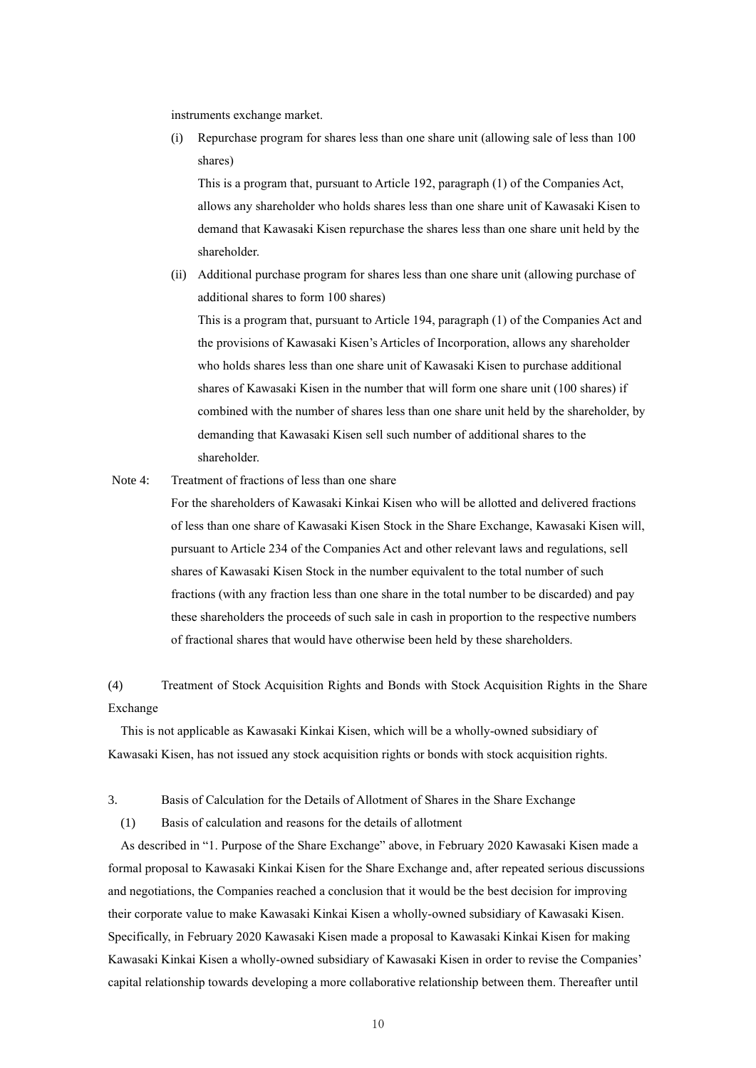instruments exchange market.

(i) Repurchase program for shares less than one share unit (allowing sale of less than 100 shares)

This is a program that, pursuant to Article 192, paragraph (1) of the Companies Act, allows any shareholder who holds shares less than one share unit of Kawasaki Kisen to demand that Kawasaki Kisen repurchase the shares less than one share unit held by the shareholder.

(ii) Additional purchase program for shares less than one share unit (allowing purchase of additional shares to form 100 shares)

This is a program that, pursuant to Article 194, paragraph (1) of the Companies Act and the provisions of Kawasaki Kisen's Articles of Incorporation, allows any shareholder who holds shares less than one share unit of Kawasaki Kisen to purchase additional shares of Kawasaki Kisen in the number that will form one share unit (100 shares) if combined with the number of shares less than one share unit held by the shareholder, by demanding that Kawasaki Kisen sell such number of additional shares to the shareholder.

Note 4: Treatment of fractions of less than one share

For the shareholders of Kawasaki Kinkai Kisen who will be allotted and delivered fractions of less than one share of Kawasaki Kisen Stock in the Share Exchange, Kawasaki Kisen will, pursuant to Article 234 of the Companies Act and other relevant laws and regulations, sell shares of Kawasaki Kisen Stock in the number equivalent to the total number of such fractions (with any fraction less than one share in the total number to be discarded) and pay these shareholders the proceeds of such sale in cash in proportion to the respective numbers of fractional shares that would have otherwise been held by these shareholders.

(4) Treatment of Stock Acquisition Rights and Bonds with Stock Acquisition Rights in the Share Exchange

This is not applicable as Kawasaki Kinkai Kisen, which will be a wholly-owned subsidiary of Kawasaki Kisen, has not issued any stock acquisition rights or bonds with stock acquisition rights.

3. Basis of Calculation for the Details of Allotment of Shares in the Share Exchange

(1) Basis of calculation and reasons for the details of allotment

As described in "1. Purpose of the Share Exchange" above, in February 2020 Kawasaki Kisen made a formal proposal to Kawasaki Kinkai Kisen for the Share Exchange and, after repeated serious discussions and negotiations, the Companies reached a conclusion that it would be the best decision for improving their corporate value to make Kawasaki Kinkai Kisen a wholly-owned subsidiary of Kawasaki Kisen. Specifically, in February 2020 Kawasaki Kisen made a proposal to Kawasaki Kinkai Kisen for making Kawasaki Kinkai Kisen a wholly-owned subsidiary of Kawasaki Kisen in order to revise the Companies' capital relationship towards developing a more collaborative relationship between them. Thereafter until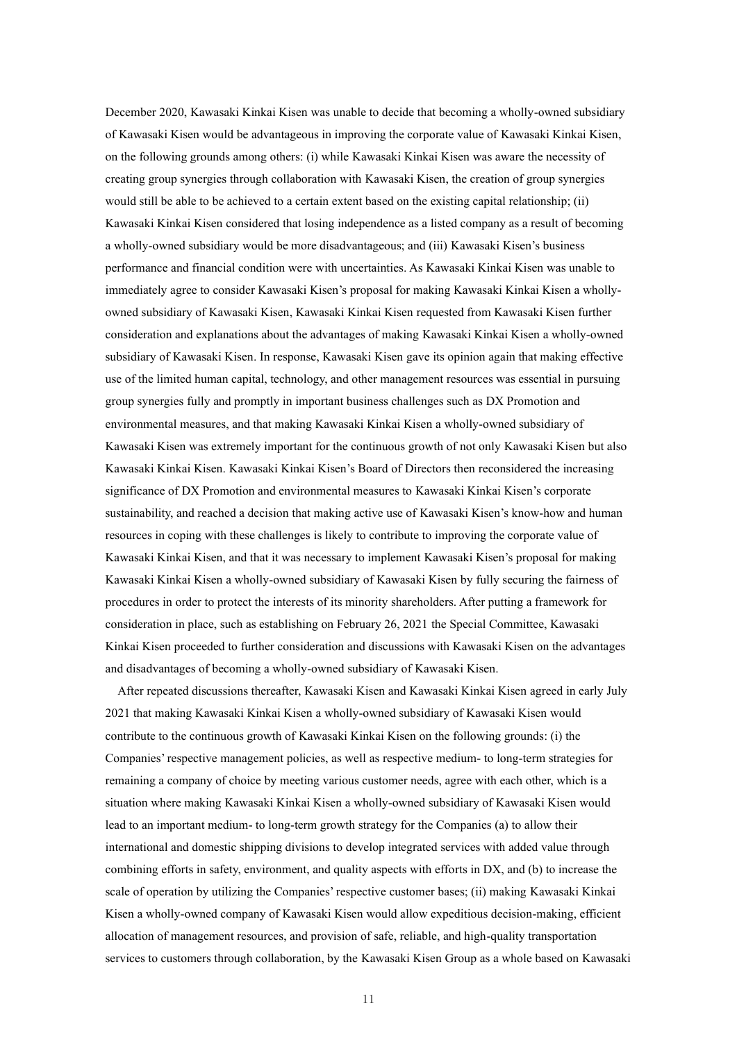December 2020, Kawasaki Kinkai Kisen was unable to decide that becoming a wholly-owned subsidiary of Kawasaki Kisen would be advantageous in improving the corporate value of Kawasaki Kinkai Kisen, on the following grounds among others: (i) while Kawasaki Kinkai Kisen was aware the necessity of creating group synergies through collaboration with Kawasaki Kisen, the creation of group synergies would still be able to be achieved to a certain extent based on the existing capital relationship; (ii) Kawasaki Kinkai Kisen considered that losing independence as a listed company as a result of becoming a wholly-owned subsidiary would be more disadvantageous; and (iii) Kawasaki Kisen's business performance and financial condition were with uncertainties. As Kawasaki Kinkai Kisen was unable to immediately agree to consider Kawasaki Kisen's proposal for making Kawasaki Kinkai Kisen a wholly-owned subsidiary of Kawasaki Kisen, Kawasaki Kinkai Kisen requested from Kawasaki Kisen further consideration and explanations about the advantages of making Kawasaki Kinkai Kisen a wholly-owned subsidiary of Kawasaki Kisen. In response, Kawasaki Kisen gave its opinion again that making effective use of the limited human capital, technology, and other management resources was essential in pursuing group synergies fully and promptly in important business challenges such as DX Promotion and environmental measures, and that making Kawasaki Kinkai Kisen a wholly-owned subsidiary of Kawasaki Kisen was extremely important for the continuous growth of not only Kawasaki Kisen but also Kawasaki Kinkai Kisen. Kawasaki Kinkai Kisen's Board of Directors then reconsidered the increasing significance of DX Promotion and environmental measures to Kawasaki Kinkai Kisen's corporate sustainability, and reached a decision that making active use of Kawasaki Kisen's know-how and human resources in coping with these challenges is likely to contribute to improving the corporate value of Kawasaki Kinkai Kisen, and that it was necessary to implement Kawasaki Kisen's proposal for making Kawasaki Kinkai Kisen a wholly-owned subsidiary of Kawasaki Kisen by fully securing the fairness of procedures in order to protect the interests of its minority shareholders. After putting a framework for consideration in place, such as establishing on February 26, 2021 the Special Committee, Kawasaki Kinkai Kisen proceeded to further consideration and discussions with Kawasaki Kisen on the advantages and disadvantages of becoming a wholly-owned subsidiary of Kawasaki Kisen.

After repeated discussions thereafter, Kawasaki Kisen and Kawasaki Kinkai Kisen agreed in early July 2021 that making Kawasaki Kinkai Kisen a wholly-owned subsidiary of Kawasaki Kisen would contribute to the continuous growth of Kawasaki Kinkai Kisen on the following grounds: (i) the Companies' respective management policies, as well as respective medium- to long-term strategies for remaining a company of choice by meeting various customer needs, agree with each other, which is a situation where making Kawasaki Kinkai Kisen a wholly-owned subsidiary of Kawasaki Kisen would lead to an important medium- to long-term growth strategy for the Companies (a) to allow their international and domestic shipping divisions to develop integrated services with added value through combining efforts in safety, environment, and quality aspects with efforts in DX, and (b) to increase the scale of operation by utilizing the Companies' respective customer bases; (ii) making Kawasaki Kinkai Kisen a wholly-owned company of Kawasaki Kisen would allow expeditious decision-making, efficient allocation of management resources, and provision of safe, reliable, and high-quality transportation services to customers through collaboration, by the Kawasaki Kisen Group as a whole based on Kawasaki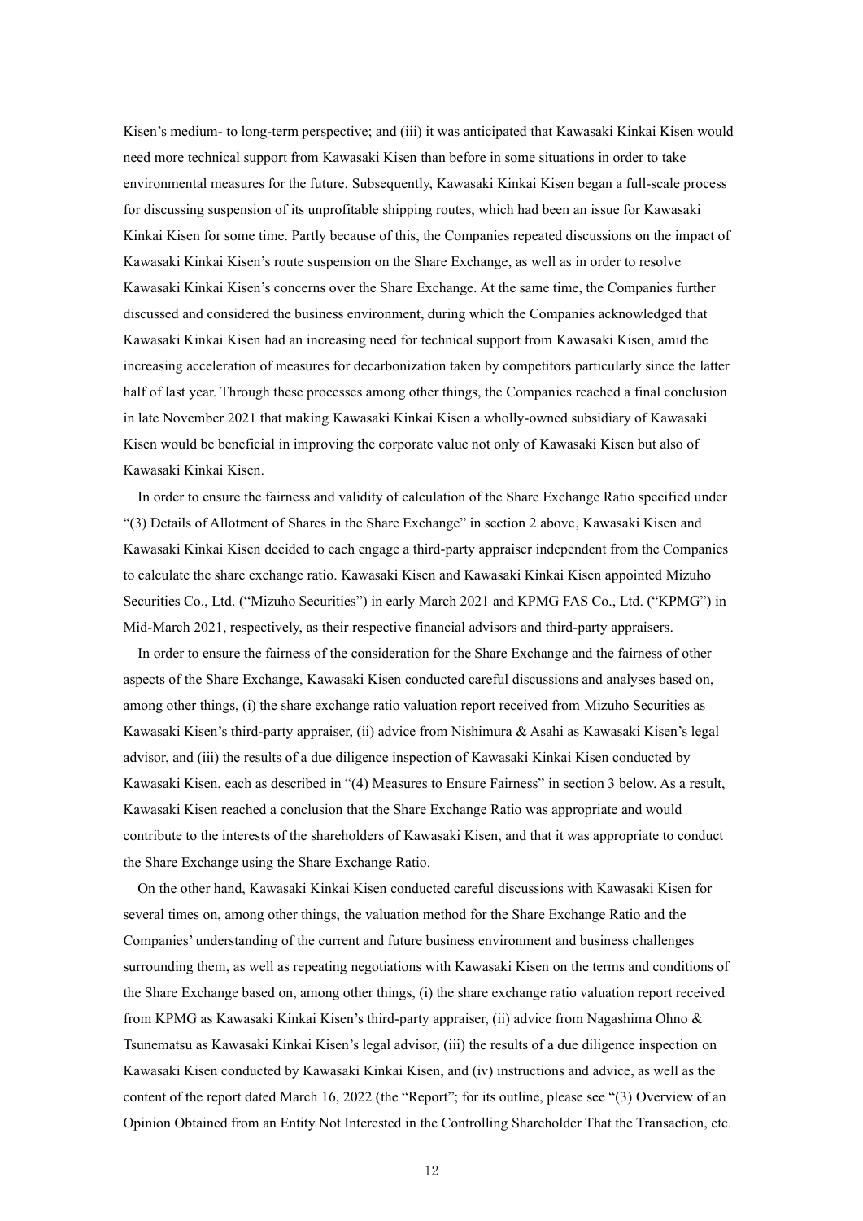Kisen's medium- to long-term perspective; and (iii) it was anticipated that Kawasaki Kinkai Kisen would need more technical support from Kawasaki Kisen than before in some situations in order to take environmental measures for the future. Subsequently, Kawasaki Kinkai Kisen began a full-scale process for discussing suspension of its unprofitable shipping routes, which had been an issue for Kawasaki Kinkai Kisen for some time. Partly because of this, the Companies repeated discussions on the impact of Kawasaki Kinkai Kisen's route suspension on the Share Exchange, as well as in order to resolve Kawasaki Kinkai Kisen's concerns over the Share Exchange. At the same time, the Companies further discussed and considered the business environment, during which the Companies acknowledged that Kawasaki Kinkai Kisen had an increasing need for technical support from Kawasaki Kisen, amid the increasing acceleration of measures for decarbonization taken by competitors particularly since the latter half of last year. Through these processes among other things, the Companies reached a final conclusion in late November 2021 that making Kawasaki Kinkai Kisen a wholly-owned subsidiary of Kawasaki Kisen would be beneficial in improving the corporate value not only of Kawasaki Kisen but also of Kawasaki Kinkai Kisen.

In order to ensure the fairness and validity of calculation of the Share Exchange Ratio specified under "(3) Details of Allotment of Shares in the Share Exchange" in section 2 above, Kawasaki Kisen and Kawasaki Kinkai Kisen decided to each engage a third-party appraiser independent from the Companies to calculate the share exchange ratio. Kawasaki Kisen and Kawasaki Kinkai Kisen appointed Mizuho Securities Co., Ltd. ("Mizuho Securities") in early March 2021 and KPMG FAS Co., Ltd. ("KPMG") in Mid-March 2021, respectively, as their respective financial advisors and third-party appraisers.

In order to ensure the fairness of the consideration for the Share Exchange and the fairness of other aspects of the Share Exchange, Kawasaki Kisen conducted careful discussions and analyses based on, among other things, (i) the share exchange ratio valuation report received from Mizuho Securities as Kawasaki Kisen's third-party appraiser, (ii) advice from Nishimura & Asahi as Kawasaki Kisen's legal advisor, and (iii) the results of a due diligence inspection of Kawasaki Kinkai Kisen conducted by Kawasaki Kisen, each as described in "(4) Measures to Ensure Fairness" in section 3 below. As a result, Kawasaki Kisen reached a conclusion that the Share Exchange Ratio was appropriate and would contribute to the interests of the shareholders of Kawasaki Kisen, and that it was appropriate to conduct the Share Exchange using the Share Exchange Ratio.

On the other hand, Kawasaki Kinkai Kisen conducted careful discussions with Kawasaki Kisen for several times on, among other things, the valuation method for the Share Exchange Ratio and the Companies' understanding of the current and future business environment and business challenges surrounding them, as well as repeating negotiations with Kawasaki Kisen on the terms and conditions of the Share Exchange based on, among other things, (i) the share exchange ratio valuation report received from KPMG as Kawasaki Kinkai Kisen's third-party appraiser, (ii) advice from Nagashima Ohno & Tsunematsu as Kawasaki Kinkai Kisen's legal advisor, (iii) the results of a due diligence inspection on Kawasaki Kisen conducted by Kawasaki Kinkai Kisen, and (iv) instructions and advice, as well as the content of the report dated March 16, 2022 (the "Report"; for its outline, please see "(3) Overview of an Opinion Obtained from an Entity Not Interested in the Controlling Shareholder That the Transaction, etc.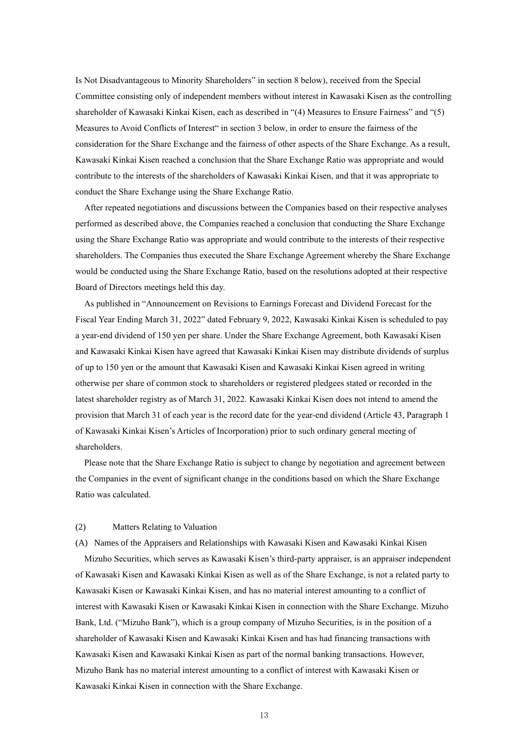Is Not Disadvantageous to Minority Shareholders" in section 8 below), received from the Special Committee consisting only of independent members without interest in Kawasaki Kisen as the controlling shareholder of Kawasaki Kinkai Kisen, each as described in "(4) Measures to Ensure Fairness" and "(5) Measures to Avoid Conflicts of Interest" in section 3 below, in order to ensure the fairness of the consideration for the Share Exchange and the fairness of other aspects of the Share Exchange. As a result, Kawasaki Kinkai Kisen reached a conclusion that the Share Exchange Ratio was appropriate and would contribute to the interests of the shareholders of Kawasaki Kinkai Kisen, and that it was appropriate to conduct the Share Exchange using the Share Exchange Ratio.

After repeated negotiations and discussions between the Companies based on their respective analyses performed as described above, the Companies reached a conclusion that conducting the Share Exchange using the Share Exchange Ratio was appropriate and would contribute to the interests of their respective shareholders. The Companies thus executed the Share Exchange Agreement whereby the Share Exchange would be conducted using the Share Exchange Ratio, based on the resolutions adopted at their respective Board of Directors meetings held this day.

As published in "Announcement on Revisions to Earnings Forecast and Dividend Forecast for the Fiscal Year Ending March 31, 2022" dated February 9, 2022, Kawasaki Kinkai Kisen is scheduled to pay a year-end dividend of 150 yen per share. Under the Share Exchange Agreement, both Kawasaki Kisen and Kawasaki Kinkai Kisen have agreed that Kawasaki Kinkai Kisen may distribute dividends of surplus of up to 150 yen or the amount that Kawasaki Kisen and Kawasaki Kinkai Kisen agreed in writing otherwise per share of common stock to shareholders or registered pledgees stated or recorded in the latest shareholder registry as of March 31, 2022. Kawasaki Kinkai Kisen does not intend to amend the provision that March 31 of each year is the record date for the year-end dividend (Article 43, Paragraph 1 of Kawasaki Kinkai Kisen's Articles of Incorporation) prior to such ordinary general meeting of shareholders.

Please note that the Share Exchange Ratio is subject to change by negotiation and agreement between the Companies in the event of significant change in the conditions based on which the Share Exchange Ratio was calculated.

(2) Matters Relating to Valuation

(A) Names of the Appraisers and Relationships with Kawasaki Kisen and Kawasaki Kinkai Kisen

Mizuho Securities, which serves as Kawasaki Kisen's third-party appraiser, is an appraiser independent of Kawasaki Kisen and Kawasaki Kinkai Kisen as well as of the Share Exchange, is not a related party to Kawasaki Kisen or Kawasaki Kinkai Kisen, and has no material interest amounting to a conflict of interest with Kawasaki Kisen or Kawasaki Kinkai Kisen in connection with the Share Exchange. Mizuho Bank, Ltd. ("Mizuho Bank"), which is a group company of Mizuho Securities, is in the position of a shareholder of Kawasaki Kisen and Kawasaki Kinkai Kisen and has had financing transactions with Kawasaki Kisen and Kawasaki Kinkai Kisen as part of the normal banking transactions. However, Mizuho Bank has no material interest amounting to a conflict of interest with Kawasaki Kisen or Kawasaki Kinkai Kisen in connection with the Share Exchange.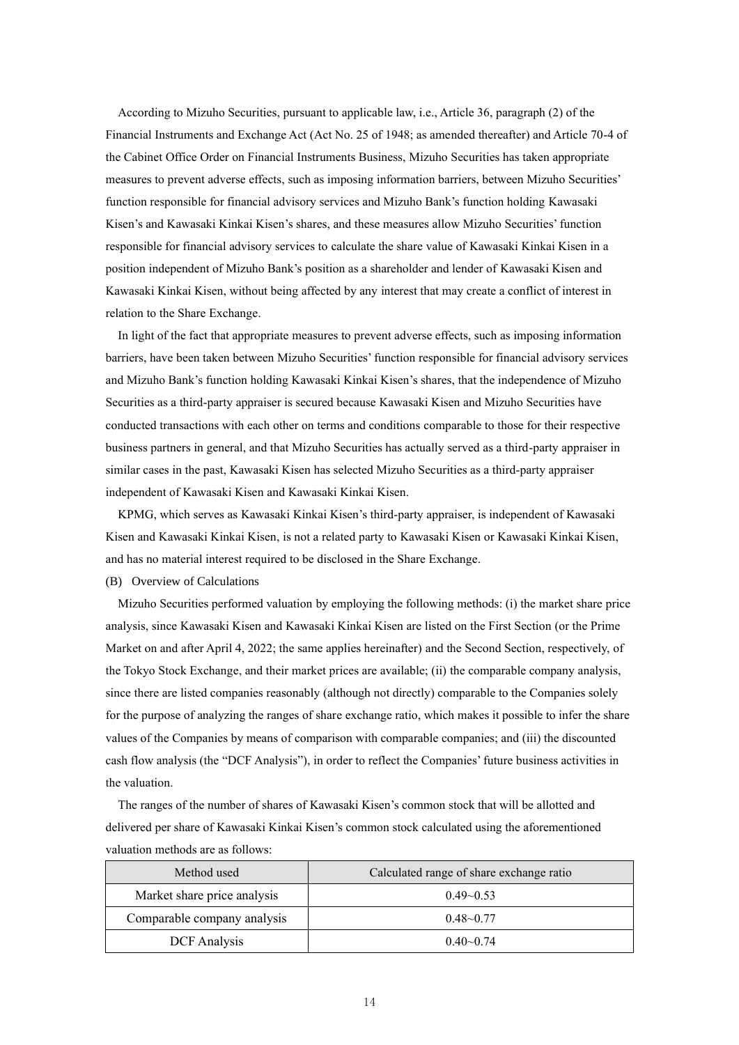According to Mizuho Securities, pursuant to applicable law, i.e., Article 36, paragraph (2) of the Financial Instruments and Exchange Act (Act No. 25 of 1948; as amended thereafter) and Article 70-4 of the Cabinet Office Order on Financial Instruments Business, Mizuho Securities has taken appropriate measures to prevent adverse effects, such as imposing information barriers, between Mizuho Securities' function responsible for financial advisory services and Mizuho Bank's function holding Kawasaki Kisen's and Kawasaki Kinkai Kisen's shares, and these measures allow Mizuho Securities' function responsible for financial advisory services to calculate the share value of Kawasaki Kinkai Kisen in a position independent of Mizuho Bank's position as a shareholder and lender of Kawasaki Kisen and Kawasaki Kinkai Kisen, without being affected by any interest that may create a conflict of interest in relation to the Share Exchange.

In light of the fact that appropriate measures to prevent adverse effects, such as imposing information barriers, have been taken between Mizuho Securities' function responsible for financial advisory services and Mizuho Bank's function holding Kawasaki Kinkai Kisen's shares, that the independence of Mizuho Securities as a third-party appraiser is secured because Kawasaki Kisen and Mizuho Securities have conducted transactions with each other on terms and conditions comparable to those for their respective business partners in general, and that Mizuho Securities has actually served as a third-party appraiser in similar cases in the past, Kawasaki Kisen has selected Mizuho Securities as a third-party appraiser independent of Kawasaki Kisen and Kawasaki Kinkai Kisen.

KPMG, which serves as Kawasaki Kinkai Kisen's third-party appraiser, is independent of Kawasaki Kisen and Kawasaki Kinkai Kisen, is not a related party to Kawasaki Kisen or Kawasaki Kinkai Kisen, and has no material interest required to be disclosed in the Share Exchange.

(B) Overview of Calculations

Mizuho Securities performed valuation by employing the following methods: (i) the market share price analysis, since Kawasaki Kisen and Kawasaki Kinkai Kisen are listed on the First Section (or the Prime Market on and after April 4, 2022; the same applies hereinafter) and the Second Section, respectively, of the Tokyo Stock Exchange, and their market prices are available; (ii) the comparable company analysis, since there are listed companies reasonably (although not directly) comparable to the Companies solely for the purpose of analyzing the ranges of share exchange ratio, which makes it possible to infer the share values of the Companies by means of comparison with comparable companies; and (iii) the discounted cash flow analysis (the "DCF Analysis"), in order to reflect the Companies' future business activities in the valuation.

The ranges of the number of shares of Kawasaki Kisen's common stock that will be allotted and delivered per share of Kawasaki Kinkai Kisen's common stock calculated using the aforementioned valuation methods are as follows:

| Method used | Calculated range of share exchange ratio |
|---|---|
| Market share price analysis | 0.49~0.53 |
| Comparable company analysis | 0.48~0.77 |
| DCF Analysis | 0.40~0.74 |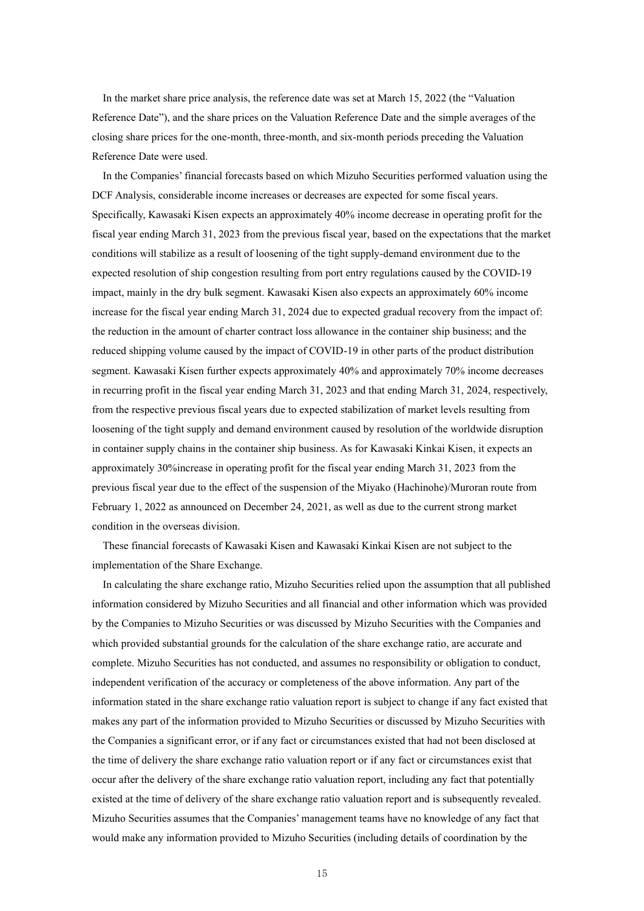In the market share price analysis, the reference date was set at March 15, 2022 (the "Valuation Reference Date"), and the share prices on the Valuation Reference Date and the simple averages of the closing share prices for the one-month, three-month, and six-month periods preceding the Valuation Reference Date were used.

In the Companies' financial forecasts based on which Mizuho Securities performed valuation using the DCF Analysis, considerable income increases or decreases are expected for some fiscal years. Specifically, Kawasaki Kisen expects an approximately 40% income decrease in operating profit for the fiscal year ending March 31, 2023 from the previous fiscal year, based on the expectations that the market conditions will stabilize as a result of loosening of the tight supply-demand environment due to the expected resolution of ship congestion resulting from port entry regulations caused by the COVID-19 impact, mainly in the dry bulk segment. Kawasaki Kisen also expects an approximately 60% income increase for the fiscal year ending March 31, 2024 due to expected gradual recovery from the impact of: the reduction in the amount of charter contract loss allowance in the container ship business; and the reduced shipping volume caused by the impact of COVID-19 in other parts of the product distribution segment. Kawasaki Kisen further expects approximately 40% and approximately 70% income decreases in recurring profit in the fiscal year ending March 31, 2023 and that ending March 31, 2024, respectively, from the respective previous fiscal years due to expected stabilization of market levels resulting from loosening of the tight supply and demand environment caused by resolution of the worldwide disruption in container supply chains in the container ship business. As for Kawasaki Kinkai Kisen, it expects an approximately 30%increase in operating profit for the fiscal year ending March 31, 2023 from the previous fiscal year due to the effect of the suspension of the Miyako (Hachinohe)/Muroran route from February 1, 2022 as announced on December 24, 2021, as well as due to the current strong market condition in the overseas division.

These financial forecasts of Kawasaki Kisen and Kawasaki Kinkai Kisen are not subject to the implementation of the Share Exchange.

In calculating the share exchange ratio, Mizuho Securities relied upon the assumption that all published information considered by Mizuho Securities and all financial and other information which was provided by the Companies to Mizuho Securities or was discussed by Mizuho Securities with the Companies and which provided substantial grounds for the calculation of the share exchange ratio, are accurate and complete. Mizuho Securities has not conducted, and assumes no responsibility or obligation to conduct, independent verification of the accuracy or completeness of the above information. Any part of the information stated in the share exchange ratio valuation report is subject to change if any fact existed that makes any part of the information provided to Mizuho Securities or discussed by Mizuho Securities with the Companies a significant error, or if any fact or circumstances existed that had not been disclosed at the time of delivery the share exchange ratio valuation report or if any fact or circumstances exist that occur after the delivery of the share exchange ratio valuation report, including any fact that potentially existed at the time of delivery of the share exchange ratio valuation report and is subsequently revealed. Mizuho Securities assumes that the Companies' management teams have no knowledge of any fact that would make any information provided to Mizuho Securities (including details of coordination by the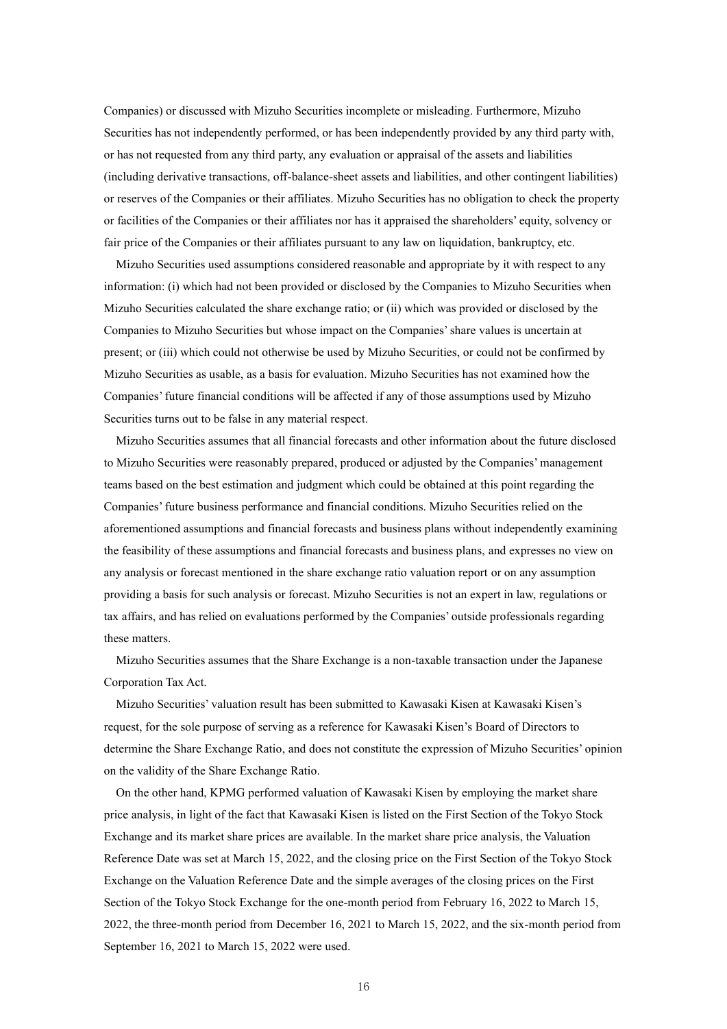Companies) or discussed with Mizuho Securities incomplete or misleading. Furthermore, Mizuho Securities has not independently performed, or has been independently provided by any third party with, or has not requested from any third party, any evaluation or appraisal of the assets and liabilities (including derivative transactions, off-balance-sheet assets and liabilities, and other contingent liabilities) or reserves of the Companies or their affiliates. Mizuho Securities has no obligation to check the property or facilities of the Companies or their affiliates nor has it appraised the shareholders' equity, solvency or fair price of the Companies or their affiliates pursuant to any law on liquidation, bankruptcy, etc.

Mizuho Securities used assumptions considered reasonable and appropriate by it with respect to any information: (i) which had not been provided or disclosed by the Companies to Mizuho Securities when Mizuho Securities calculated the share exchange ratio; or (ii) which was provided or disclosed by the Companies to Mizuho Securities but whose impact on the Companies' share values is uncertain at present; or (iii) which could not otherwise be used by Mizuho Securities, or could not be confirmed by Mizuho Securities as usable, as a basis for evaluation. Mizuho Securities has not examined how the Companies' future financial conditions will be affected if any of those assumptions used by Mizuho Securities turns out to be false in any material respect.

Mizuho Securities assumes that all financial forecasts and other information about the future disclosed to Mizuho Securities were reasonably prepared, produced or adjusted by the Companies' management teams based on the best estimation and judgment which could be obtained at this point regarding the Companies' future business performance and financial conditions. Mizuho Securities relied on the aforementioned assumptions and financial forecasts and business plans without independently examining the feasibility of these assumptions and financial forecasts and business plans, and expresses no view on any analysis or forecast mentioned in the share exchange ratio valuation report or on any assumption providing a basis for such analysis or forecast. Mizuho Securities is not an expert in law, regulations or tax affairs, and has relied on evaluations performed by the Companies' outside professionals regarding these matters.

Mizuho Securities assumes that the Share Exchange is a non-taxable transaction under the Japanese Corporation Tax Act.

Mizuho Securities' valuation result has been submitted to Kawasaki Kisen at Kawasaki Kisen's request, for the sole purpose of serving as a reference for Kawasaki Kisen's Board of Directors to determine the Share Exchange Ratio, and does not constitute the expression of Mizuho Securities' opinion on the validity of the Share Exchange Ratio.

On the other hand, KPMG performed valuation of Kawasaki Kisen by employing the market share price analysis, in light of the fact that Kawasaki Kisen is listed on the First Section of the Tokyo Stock Exchange and its market share prices are available. In the market share price analysis, the Valuation Reference Date was set at March 15, 2022, and the closing price on the First Section of the Tokyo Stock Exchange on the Valuation Reference Date and the simple averages of the closing prices on the First Section of the Tokyo Stock Exchange for the one-month period from February 16, 2022 to March 15, 2022, the three-month period from December 16, 2021 to March 15, 2022, and the six-month period from September 16, 2021 to March 15, 2022 were used.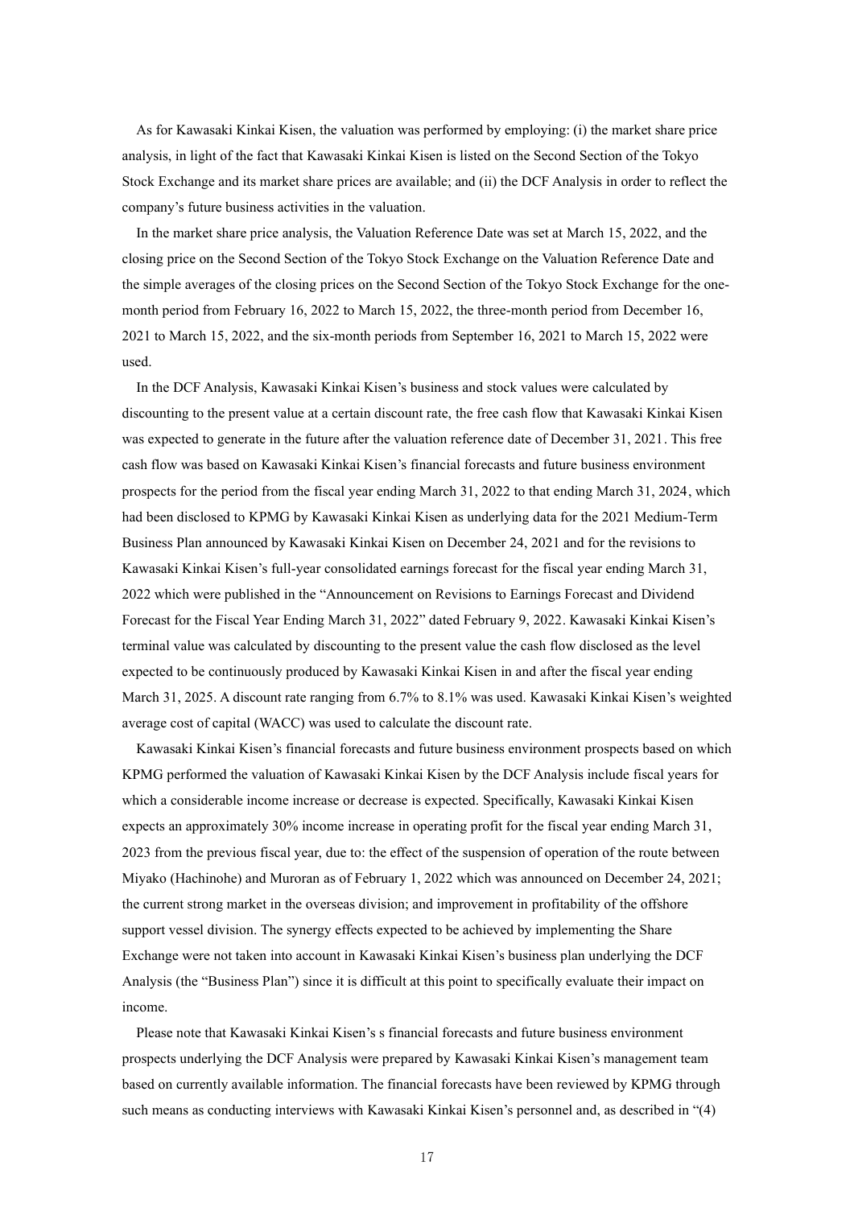As for Kawasaki Kinkai Kisen, the valuation was performed by employing: (i) the market share price analysis, in light of the fact that Kawasaki Kinkai Kisen is listed on the Second Section of the Tokyo Stock Exchange and its market share prices are available; and (ii) the DCF Analysis in order to reflect the company's future business activities in the valuation.

In the market share price analysis, the Valuation Reference Date was set at March 15, 2022, and the closing price on the Second Section of the Tokyo Stock Exchange on the Valuation Reference Date and the simple averages of the closing prices on the Second Section of the Tokyo Stock Exchange for the one-month period from February 16, 2022 to March 15, 2022, the three-month period from December 16, 2021 to March 15, 2022, and the six-month periods from September 16, 2021 to March 15, 2022 were used.

In the DCF Analysis, Kawasaki Kinkai Kisen's business and stock values were calculated by discounting to the present value at a certain discount rate, the free cash flow that Kawasaki Kinkai Kisen was expected to generate in the future after the valuation reference date of December 31, 2021. This free cash flow was based on Kawasaki Kinkai Kisen's financial forecasts and future business environment prospects for the period from the fiscal year ending March 31, 2022 to that ending March 31, 2024, which had been disclosed to KPMG by Kawasaki Kinkai Kisen as underlying data for the 2021 Medium-Term Business Plan announced by Kawasaki Kinkai Kisen on December 24, 2021 and for the revisions to Kawasaki Kinkai Kisen's full-year consolidated earnings forecast for the fiscal year ending March 31, 2022 which were published in the "Announcement on Revisions to Earnings Forecast and Dividend Forecast for the Fiscal Year Ending March 31, 2022" dated February 9, 2022. Kawasaki Kinkai Kisen's terminal value was calculated by discounting to the present value the cash flow disclosed as the level expected to be continuously produced by Kawasaki Kinkai Kisen in and after the fiscal year ending March 31, 2025. A discount rate ranging from 6.7% to 8.1% was used. Kawasaki Kinkai Kisen's weighted average cost of capital (WACC) was used to calculate the discount rate.

Kawasaki Kinkai Kisen's financial forecasts and future business environment prospects based on which KPMG performed the valuation of Kawasaki Kinkai Kisen by the DCF Analysis include fiscal years for which a considerable income increase or decrease is expected. Specifically, Kawasaki Kinkai Kisen expects an approximately 30% income increase in operating profit for the fiscal year ending March 31, 2023 from the previous fiscal year, due to: the effect of the suspension of operation of the route between Miyako (Hachinohe) and Muroran as of February 1, 2022 which was announced on December 24, 2021; the current strong market in the overseas division; and improvement in profitability of the offshore support vessel division. The synergy effects expected to be achieved by implementing the Share Exchange were not taken into account in Kawasaki Kinkai Kisen's business plan underlying the DCF Analysis (the "Business Plan") since it is difficult at this point to specifically evaluate their impact on income.

Please note that Kawasaki Kinkai Kisen's s financial forecasts and future business environment prospects underlying the DCF Analysis were prepared by Kawasaki Kinkai Kisen's management team based on currently available information. The financial forecasts have been reviewed by KPMG through such means as conducting interviews with Kawasaki Kinkai Kisen's personnel and, as described in "(4)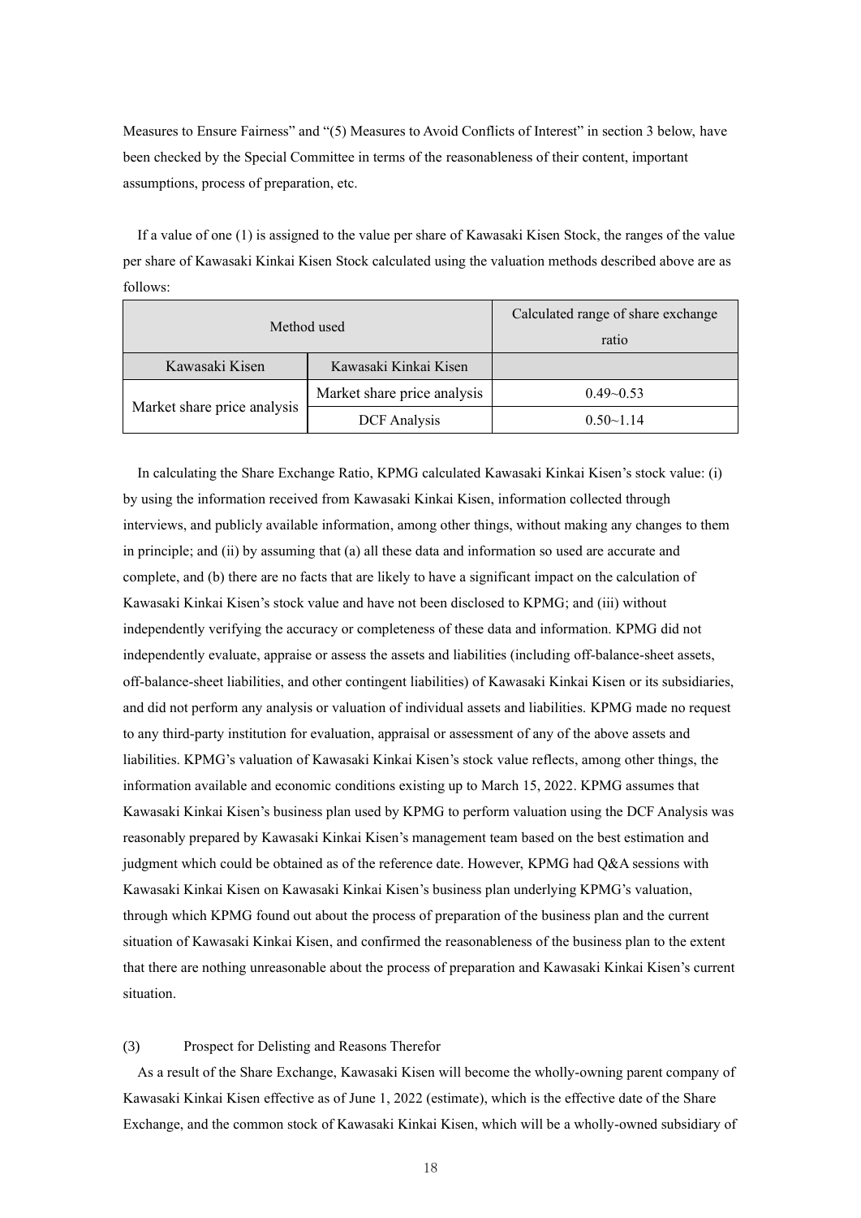Measures to Ensure Fairness" and "(5) Measures to Avoid Conflicts of Interest" in section 3 below, have been checked by the Special Committee in terms of the reasonableness of their content, important assumptions, process of preparation, etc.

If a value of one (1) is assigned to the value per share of Kawasaki Kisen Stock, the ranges of the value per share of Kawasaki Kinkai Kisen Stock calculated using the valuation methods described above are as follows:

| Method used | | Calculated range of share exchange ratio |
|---|---|---|
| Kawasaki Kisen | Kawasaki Kinkai Kisen | |
| Market share price analysis | Market share price analysis | 0.49~0.53 |
| | DCF Analysis | 0.50~1.14 |

In calculating the Share Exchange Ratio, KPMG calculated Kawasaki Kinkai Kisen's stock value: (i) by using the information received from Kawasaki Kinkai Kisen, information collected through interviews, and publicly available information, among other things, without making any changes to them in principle; and (ii) by assuming that (a) all these data and information so used are accurate and complete, and (b) there are no facts that are likely to have a significant impact on the calculation of Kawasaki Kinkai Kisen's stock value and have not been disclosed to KPMG; and (iii) without independently verifying the accuracy or completeness of these data and information. KPMG did not independently evaluate, appraise or assess the assets and liabilities (including off-balance-sheet assets, off-balance-sheet liabilities, and other contingent liabilities) of Kawasaki Kinkai Kisen or its subsidiaries, and did not perform any analysis or valuation of individual assets and liabilities. KPMG made no request to any third-party institution for evaluation, appraisal or assessment of any of the above assets and liabilities. KPMG's valuation of Kawasaki Kinkai Kisen's stock value reflects, among other things, the information available and economic conditions existing up to March 15, 2022. KPMG assumes that Kawasaki Kinkai Kisen's business plan used by KPMG to perform valuation using the DCF Analysis was reasonably prepared by Kawasaki Kinkai Kisen's management team based on the best estimation and judgment which could be obtained as of the reference date. However, KPMG had Q&A sessions with Kawasaki Kinkai Kisen on Kawasaki Kinkai Kisen's business plan underlying KPMG's valuation, through which KPMG found out about the process of preparation of the business plan and the current situation of Kawasaki Kinkai Kisen, and confirmed the reasonableness of the business plan to the extent that there are nothing unreasonable about the process of preparation and Kawasaki Kinkai Kisen's current situation.

(3) Prospect for Delisting and Reasons Therefor

As a result of the Share Exchange, Kawasaki Kisen will become the wholly-owning parent company of Kawasaki Kinkai Kisen effective as of June 1, 2022 (estimate), which is the effective date of the Share Exchange, and the common stock of Kawasaki Kinkai Kisen, which will be a wholly-owned subsidiary of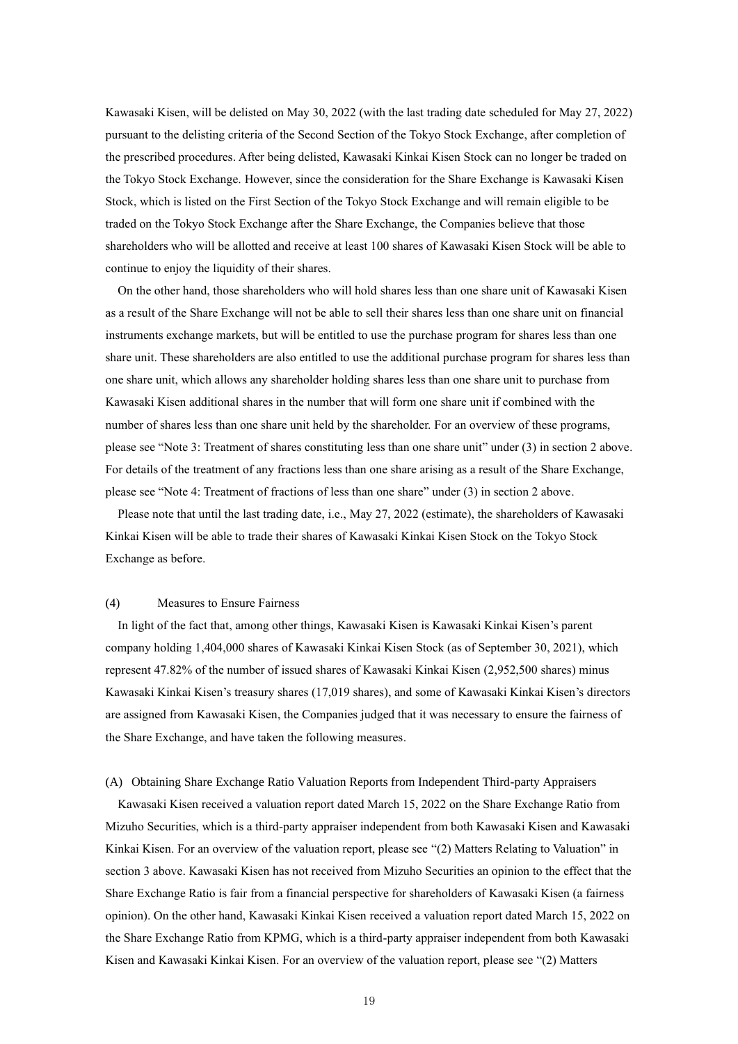Kawasaki Kisen, will be delisted on May 30, 2022 (with the last trading date scheduled for May 27, 2022) pursuant to the delisting criteria of the Second Section of the Tokyo Stock Exchange, after completion of the prescribed procedures. After being delisted, Kawasaki Kinkai Kisen Stock can no longer be traded on the Tokyo Stock Exchange. However, since the consideration for the Share Exchange is Kawasaki Kisen Stock, which is listed on the First Section of the Tokyo Stock Exchange and will remain eligible to be traded on the Tokyo Stock Exchange after the Share Exchange, the Companies believe that those shareholders who will be allotted and receive at least 100 shares of Kawasaki Kisen Stock will be able to continue to enjoy the liquidity of their shares.

On the other hand, those shareholders who will hold shares less than one share unit of Kawasaki Kisen as a result of the Share Exchange will not be able to sell their shares less than one share unit on financial instruments exchange markets, but will be entitled to use the purchase program for shares less than one share unit. These shareholders are also entitled to use the additional purchase program for shares less than one share unit, which allows any shareholder holding shares less than one share unit to purchase from Kawasaki Kisen additional shares in the number that will form one share unit if combined with the number of shares less than one share unit held by the shareholder. For an overview of these programs, please see "Note 3: Treatment of shares constituting less than one share unit" under (3) in section 2 above. For details of the treatment of any fractions less than one share arising as a result of the Share Exchange, please see "Note 4: Treatment of fractions of less than one share" under (3) in section 2 above.

Please note that until the last trading date, i.e., May 27, 2022 (estimate), the shareholders of Kawasaki Kinkai Kisen will be able to trade their shares of Kawasaki Kinkai Kisen Stock on the Tokyo Stock Exchange as before.

(4) Measures to Ensure Fairness

In light of the fact that, among other things, Kawasaki Kisen is Kawasaki Kinkai Kisen's parent company holding 1,404,000 shares of Kawasaki Kinkai Kisen Stock (as of September 30, 2021), which represent 47.82% of the number of issued shares of Kawasaki Kinkai Kisen (2,952,500 shares) minus Kawasaki Kinkai Kisen's treasury shares (17,019 shares), and some of Kawasaki Kinkai Kisen's directors are assigned from Kawasaki Kisen, the Companies judged that it was necessary to ensure the fairness of the Share Exchange, and have taken the following measures.

(A) Obtaining Share Exchange Ratio Valuation Reports from Independent Third-party Appraisers

Kawasaki Kisen received a valuation report dated March 15, 2022 on the Share Exchange Ratio from Mizuho Securities, which is a third-party appraiser independent from both Kawasaki Kisen and Kawasaki Kinkai Kisen. For an overview of the valuation report, please see "(2) Matters Relating to Valuation" in section 3 above. Kawasaki Kisen has not received from Mizuho Securities an opinion to the effect that the Share Exchange Ratio is fair from a financial perspective for shareholders of Kawasaki Kisen (a fairness opinion). On the other hand, Kawasaki Kinkai Kisen received a valuation report dated March 15, 2022 on the Share Exchange Ratio from KPMG, which is a third-party appraiser independent from both Kawasaki Kisen and Kawasaki Kinkai Kisen. For an overview of the valuation report, please see "(2) Matters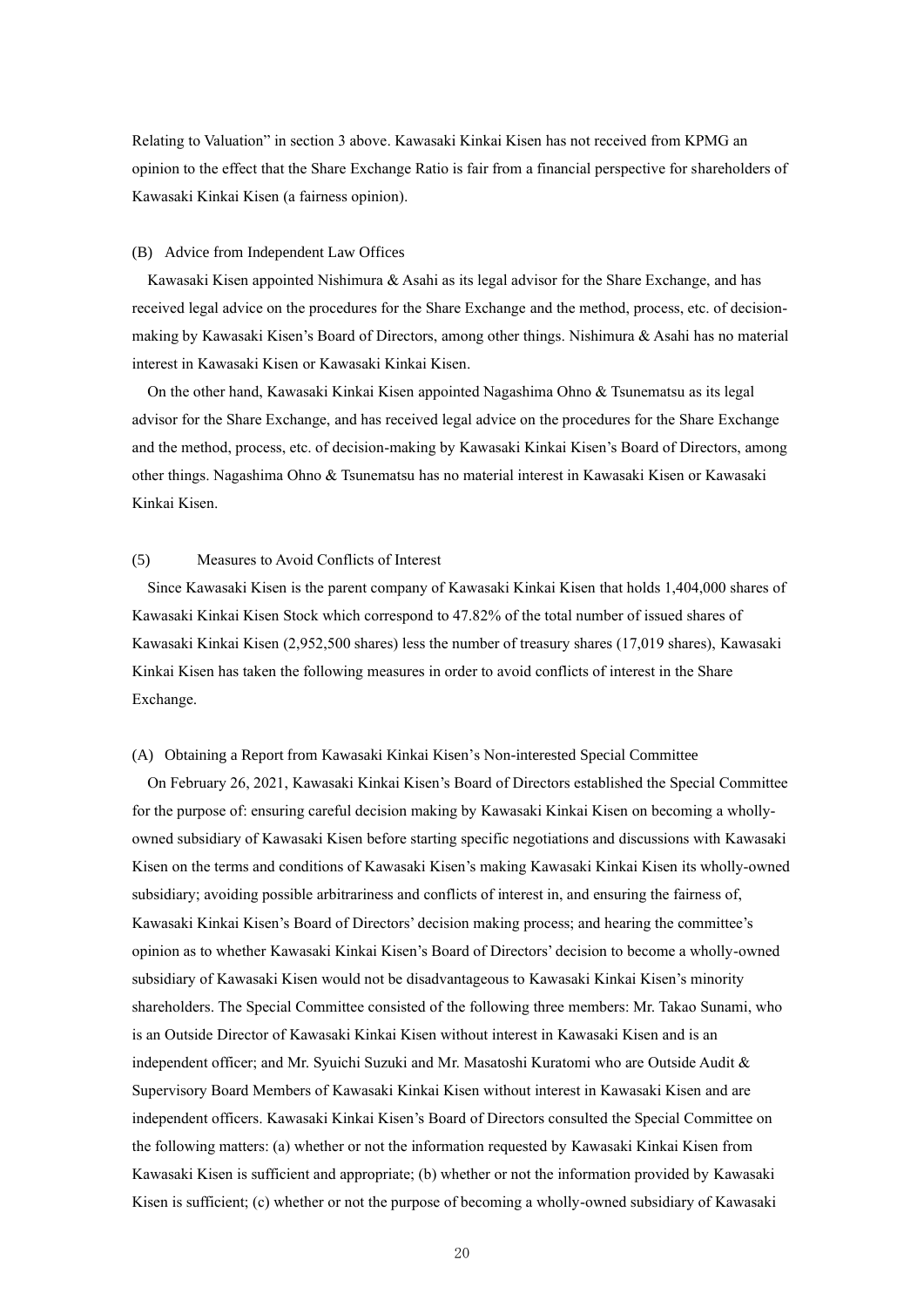Relating to Valuation" in section 3 above. Kawasaki Kinkai Kisen has not received from KPMG an opinion to the effect that the Share Exchange Ratio is fair from a financial perspective for shareholders of Kawasaki Kinkai Kisen (a fairness opinion).

(B) Advice from Independent Law Offices

Kawasaki Kisen appointed Nishimura & Asahi as its legal advisor for the Share Exchange, and has received legal advice on the procedures for the Share Exchange and the method, process, etc. of decision-making by Kawasaki Kisen's Board of Directors, among other things. Nishimura & Asahi has no material interest in Kawasaki Kisen or Kawasaki Kinkai Kisen.

On the other hand, Kawasaki Kinkai Kisen appointed Nagashima Ohno & Tsunematsu as its legal advisor for the Share Exchange, and has received legal advice on the procedures for the Share Exchange and the method, process, etc. of decision-making by Kawasaki Kinkai Kisen's Board of Directors, among other things. Nagashima Ohno & Tsunematsu has no material interest in Kawasaki Kisen or Kawasaki Kinkai Kisen.

(5) Measures to Avoid Conflicts of Interest

Since Kawasaki Kisen is the parent company of Kawasaki Kinkai Kisen that holds 1,404,000 shares of Kawasaki Kinkai Kisen Stock which correspond to 47.82% of the total number of issued shares of Kawasaki Kinkai Kisen (2,952,500 shares) less the number of treasury shares (17,019 shares), Kawasaki Kinkai Kisen has taken the following measures in order to avoid conflicts of interest in the Share Exchange.

(A) Obtaining a Report from Kawasaki Kinkai Kisen's Non-interested Special Committee

On February 26, 2021, Kawasaki Kinkai Kisen's Board of Directors established the Special Committee for the purpose of: ensuring careful decision making by Kawasaki Kinkai Kisen on becoming a wholly-owned subsidiary of Kawasaki Kisen before starting specific negotiations and discussions with Kawasaki Kisen on the terms and conditions of Kawasaki Kisen's making Kawasaki Kinkai Kisen its wholly-owned subsidiary; avoiding possible arbitrariness and conflicts of interest in, and ensuring the fairness of, Kawasaki Kinkai Kisen's Board of Directors' decision making process; and hearing the committee's opinion as to whether Kawasaki Kinkai Kisen's Board of Directors' decision to become a wholly-owned subsidiary of Kawasaki Kisen would not be disadvantageous to Kawasaki Kinkai Kisen's minority shareholders. The Special Committee consisted of the following three members: Mr. Takao Sunami, who is an Outside Director of Kawasaki Kinkai Kisen without interest in Kawasaki Kisen and is an independent officer; and Mr. Syuichi Suzuki and Mr. Masatoshi Kuratomi who are Outside Audit & Supervisory Board Members of Kawasaki Kinkai Kisen without interest in Kawasaki Kisen and are independent officers. Kawasaki Kinkai Kisen's Board of Directors consulted the Special Committee on the following matters: (a) whether or not the information requested by Kawasaki Kinkai Kisen from Kawasaki Kisen is sufficient and appropriate; (b) whether or not the information provided by Kawasaki Kisen is sufficient; (c) whether or not the purpose of becoming a wholly-owned subsidiary of Kawasaki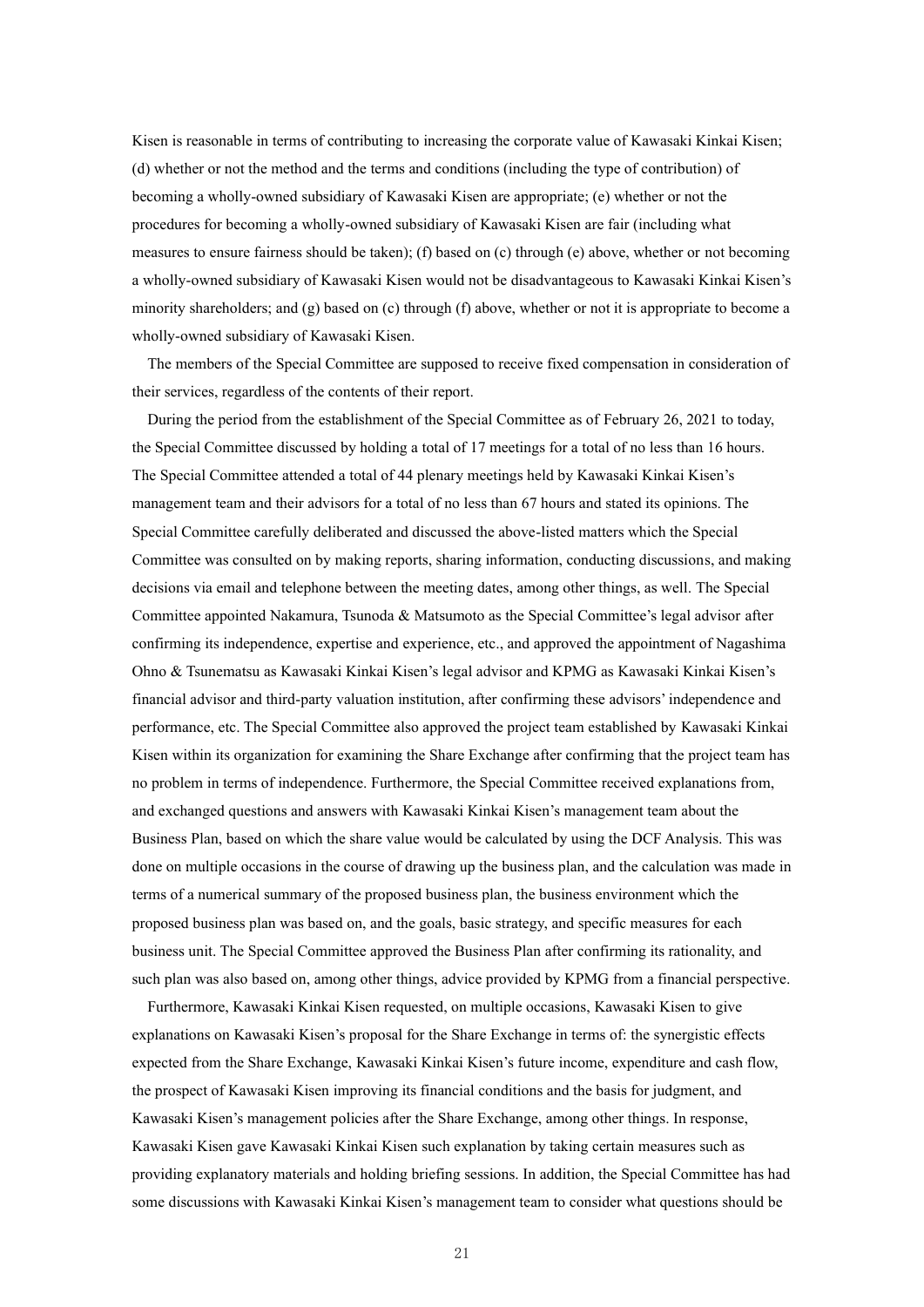Kisen is reasonable in terms of contributing to increasing the corporate value of Kawasaki Kinkai Kisen; (d) whether or not the method and the terms and conditions (including the type of contribution) of becoming a wholly-owned subsidiary of Kawasaki Kisen are appropriate; (e) whether or not the procedures for becoming a wholly-owned subsidiary of Kawasaki Kisen are fair (including what measures to ensure fairness should be taken); (f) based on (c) through (e) above, whether or not becoming a wholly-owned subsidiary of Kawasaki Kisen would not be disadvantageous to Kawasaki Kinkai Kisen's minority shareholders; and (g) based on (c) through (f) above, whether or not it is appropriate to become a wholly-owned subsidiary of Kawasaki Kisen.

The members of the Special Committee are supposed to receive fixed compensation in consideration of their services, regardless of the contents of their report.

During the period from the establishment of the Special Committee as of February 26, 2021 to today, the Special Committee discussed by holding a total of 17 meetings for a total of no less than 16 hours. The Special Committee attended a total of 44 plenary meetings held by Kawasaki Kinkai Kisen's management team and their advisors for a total of no less than 67 hours and stated its opinions. The Special Committee carefully deliberated and discussed the above-listed matters which the Special Committee was consulted on by making reports, sharing information, conducting discussions, and making decisions via email and telephone between the meeting dates, among other things, as well. The Special Committee appointed Nakamura, Tsunoda & Matsumoto as the Special Committee's legal advisor after confirming its independence, expertise and experience, etc., and approved the appointment of Nagashima Ohno & Tsunematsu as Kawasaki Kinkai Kisen's legal advisor and KPMG as Kawasaki Kinkai Kisen's financial advisor and third-party valuation institution, after confirming these advisors' independence and performance, etc. The Special Committee also approved the project team established by Kawasaki Kinkai Kisen within its organization for examining the Share Exchange after confirming that the project team has no problem in terms of independence. Furthermore, the Special Committee received explanations from, and exchanged questions and answers with Kawasaki Kinkai Kisen's management team about the Business Plan, based on which the share value would be calculated by using the DCF Analysis. This was done on multiple occasions in the course of drawing up the business plan, and the calculation was made in terms of a numerical summary of the proposed business plan, the business environment which the proposed business plan was based on, and the goals, basic strategy, and specific measures for each business unit. The Special Committee approved the Business Plan after confirming its rationality, and such plan was also based on, among other things, advice provided by KPMG from a financial perspective.

Furthermore, Kawasaki Kinkai Kisen requested, on multiple occasions, Kawasaki Kisen to give explanations on Kawasaki Kisen's proposal for the Share Exchange in terms of: the synergistic effects expected from the Share Exchange, Kawasaki Kinkai Kisen's future income, expenditure and cash flow, the prospect of Kawasaki Kisen improving its financial conditions and the basis for judgment, and Kawasaki Kisen's management policies after the Share Exchange, among other things. In response, Kawasaki Kisen gave Kawasaki Kinkai Kisen such explanation by taking certain measures such as providing explanatory materials and holding briefing sessions. In addition, the Special Committee has had some discussions with Kawasaki Kinkai Kisen's management team to consider what questions should be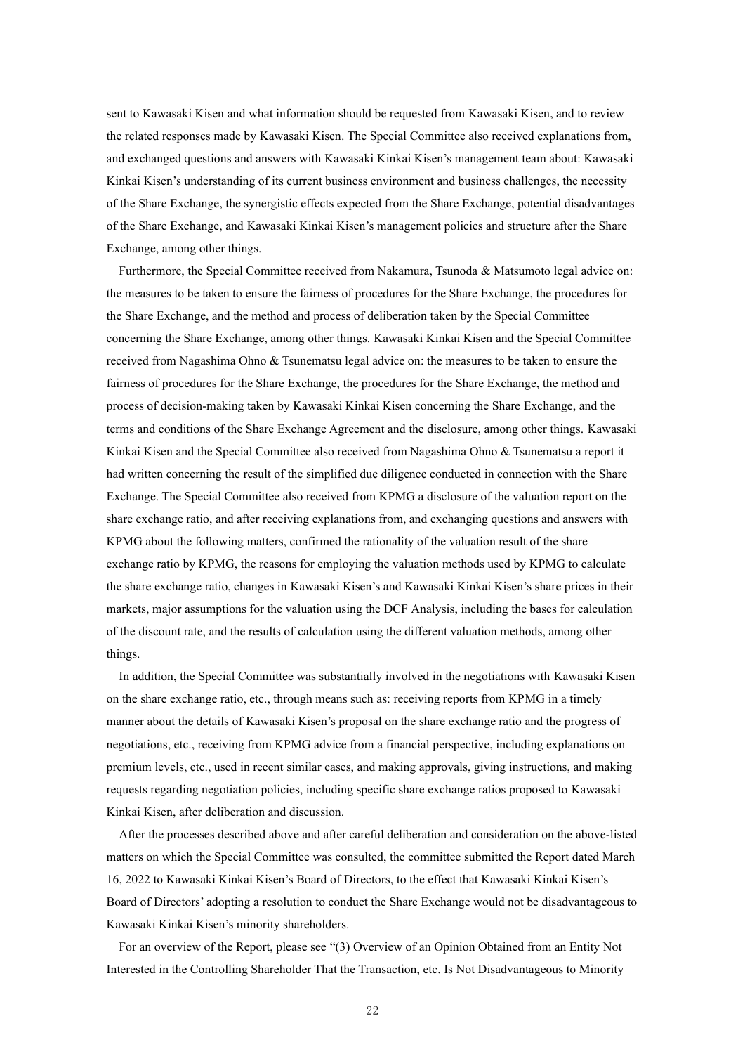sent to Kawasaki Kisen and what information should be requested from Kawasaki Kisen, and to review the related responses made by Kawasaki Kisen. The Special Committee also received explanations from, and exchanged questions and answers with Kawasaki Kinkai Kisen's management team about: Kawasaki Kinkai Kisen's understanding of its current business environment and business challenges, the necessity of the Share Exchange, the synergistic effects expected from the Share Exchange, potential disadvantages of the Share Exchange, and Kawasaki Kinkai Kisen's management policies and structure after the Share Exchange, among other things.

Furthermore, the Special Committee received from Nakamura, Tsunoda & Matsumoto legal advice on: the measures to be taken to ensure the fairness of procedures for the Share Exchange, the procedures for the Share Exchange, and the method and process of deliberation taken by the Special Committee concerning the Share Exchange, among other things. Kawasaki Kinkai Kisen and the Special Committee received from Nagashima Ohno & Tsunematsu legal advice on: the measures to be taken to ensure the fairness of procedures for the Share Exchange, the procedures for the Share Exchange, the method and process of decision-making taken by Kawasaki Kinkai Kisen concerning the Share Exchange, and the terms and conditions of the Share Exchange Agreement and the disclosure, among other things. Kawasaki Kinkai Kisen and the Special Committee also received from Nagashima Ohno & Tsunematsu a report it had written concerning the result of the simplified due diligence conducted in connection with the Share Exchange. The Special Committee also received from KPMG a disclosure of the valuation report on the share exchange ratio, and after receiving explanations from, and exchanging questions and answers with KPMG about the following matters, confirmed the rationality of the valuation result of the share exchange ratio by KPMG, the reasons for employing the valuation methods used by KPMG to calculate the share exchange ratio, changes in Kawasaki Kisen's and Kawasaki Kinkai Kisen's share prices in their markets, major assumptions for the valuation using the DCF Analysis, including the bases for calculation of the discount rate, and the results of calculation using the different valuation methods, among other things.

In addition, the Special Committee was substantially involved in the negotiations with Kawasaki Kisen on the share exchange ratio, etc., through means such as: receiving reports from KPMG in a timely manner about the details of Kawasaki Kisen's proposal on the share exchange ratio and the progress of negotiations, etc., receiving from KPMG advice from a financial perspective, including explanations on premium levels, etc., used in recent similar cases, and making approvals, giving instructions, and making requests regarding negotiation policies, including specific share exchange ratios proposed to Kawasaki Kinkai Kisen, after deliberation and discussion.

After the processes described above and after careful deliberation and consideration on the above-listed matters on which the Special Committee was consulted, the committee submitted the Report dated March 16, 2022 to Kawasaki Kinkai Kisen's Board of Directors, to the effect that Kawasaki Kinkai Kisen's Board of Directors' adopting a resolution to conduct the Share Exchange would not be disadvantageous to Kawasaki Kinkai Kisen's minority shareholders.

For an overview of the Report, please see "(3) Overview of an Opinion Obtained from an Entity Not Interested in the Controlling Shareholder That the Transaction, etc. Is Not Disadvantageous to Minority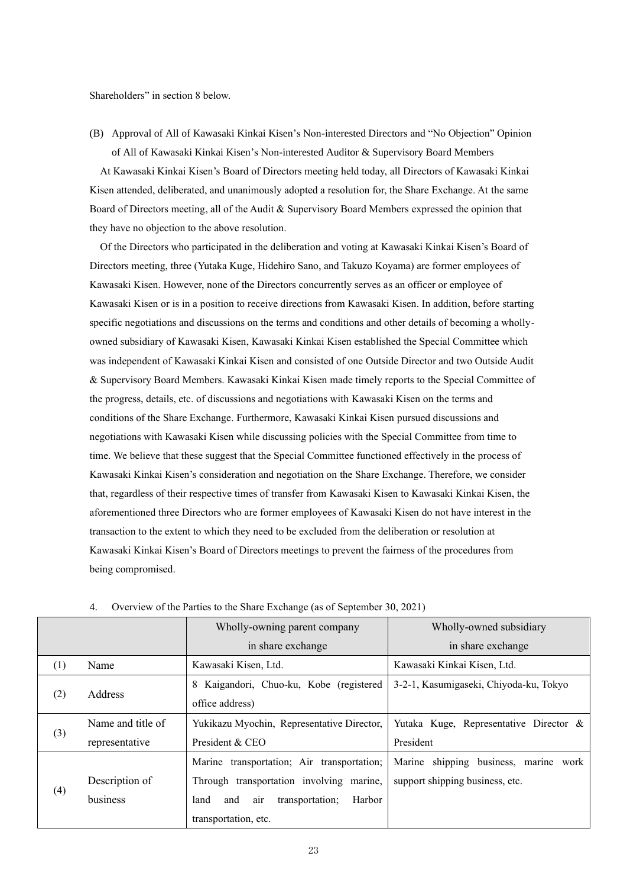Shareholders" in section 8 below.

(B) Approval of All of Kawasaki Kinkai Kisen's Non-interested Directors and "No Objection" Opinion of All of Kawasaki Kinkai Kisen's Non-interested Auditor & Supervisory Board Members

At Kawasaki Kinkai Kisen's Board of Directors meeting held today, all Directors of Kawasaki Kinkai Kisen attended, deliberated, and unanimously adopted a resolution for, the Share Exchange. At the same Board of Directors meeting, all of the Audit & Supervisory Board Members expressed the opinion that they have no objection to the above resolution.

Of the Directors who participated in the deliberation and voting at Kawasaki Kinkai Kisen's Board of Directors meeting, three (Yutaka Kuge, Hidehiro Sano, and Takuzo Koyama) are former employees of Kawasaki Kisen. However, none of the Directors concurrently serves as an officer or employee of Kawasaki Kisen or is in a position to receive directions from Kawasaki Kisen. In addition, before starting specific negotiations and discussions on the terms and conditions and other details of becoming a wholly-owned subsidiary of Kawasaki Kisen, Kawasaki Kinkai Kisen established the Special Committee which was independent of Kawasaki Kinkai Kisen and consisted of one Outside Director and two Outside Audit & Supervisory Board Members. Kawasaki Kinkai Kisen made timely reports to the Special Committee of the progress, details, etc. of discussions and negotiations with Kawasaki Kisen on the terms and conditions of the Share Exchange. Furthermore, Kawasaki Kinkai Kisen pursued discussions and negotiations with Kawasaki Kisen while discussing policies with the Special Committee from time to time. We believe that these suggest that the Special Committee functioned effectively in the process of Kawasaki Kinkai Kisen's consideration and negotiation on the Share Exchange. Therefore, we consider that, regardless of their respective times of transfer from Kawasaki Kisen to Kawasaki Kinkai Kisen, the aforementioned three Directors who are former employees of Kawasaki Kisen do not have interest in the transaction to the extent to which they need to be excluded from the deliberation or resolution at Kawasaki Kinkai Kisen's Board of Directors meetings to prevent the fairness of the procedures from being compromised.

4. Overview of the Parties to the Share Exchange (as of September 30, 2021)

| | | Wholly-owning parent company in share exchange | Wholly-owned subsidiary in share exchange |
|---|---|---|---|
| (1) | Name | Kawasaki Kisen, Ltd. | Kawasaki Kinkai Kisen, Ltd. |
| (2) | Address | 8 Kaigandori, Chuo-ku, Kobe (registered office address) | 3-2-1, Kasumigaseki, Chiyoda-ku, Tokyo |
| (3) | Name and title of representative | Yukikazu Myochin, Representative Director, President & CEO | Yutaka Kuge, Representative Director & President |
| (4) | Description of business | Marine transportation; Air transportation; Through transportation involving marine, land and air transportation; Harbor transportation, etc. | Marine shipping business, marine work support shipping business, etc. |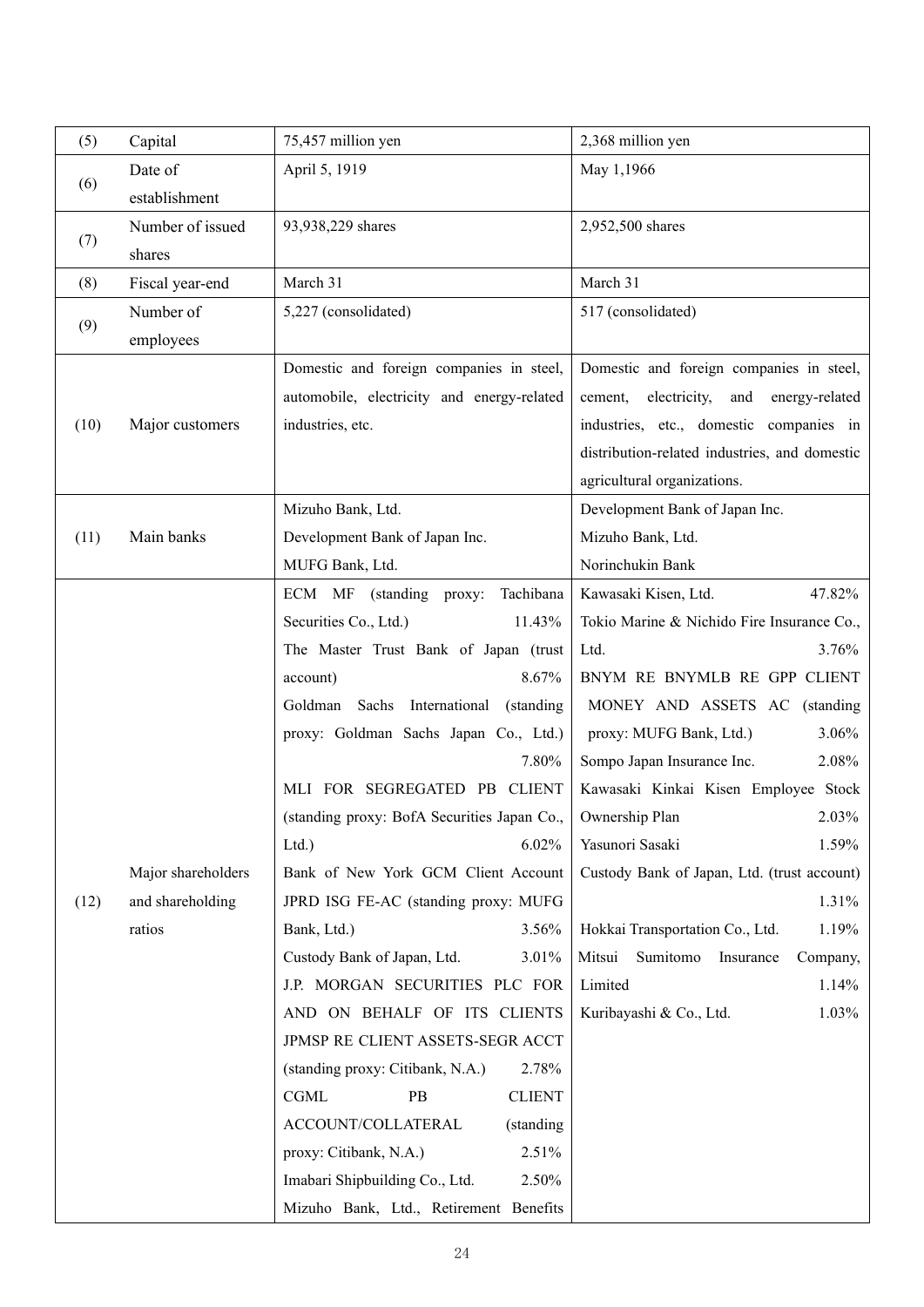| | | | |
|---|---|---|---|
| (5) | Capital | 75,457 million yen | 2,368 million yen |
| (6) | Date of establishment | April 5, 1919 | May 1,1966 |
| (7) | Number of issued shares | 93,938,229 shares | 2,952,500 shares |
| (8) | Fiscal year-end | March 31 | March 31 |
| (9) | Number of employees | 5,227 (consolidated) | 517 (consolidated) |
| (10) | Major customers | Domestic and foreign companies in steel, automobile, electricity and energy-related industries, etc. | Domestic and foreign companies in steel, cement, electricity, and energy-related industries, etc., domestic companies in distribution-related industries, and domestic agricultural organizations. |
| (11) | Main banks | Mizuho Bank, Ltd.<br>Development Bank of Japan Inc.<br>MUFG Bank, Ltd. | Development Bank of Japan Inc.<br>Mizuho Bank, Ltd.<br>Norinchukin Bank |
| (12) | Major shareholders and shareholding ratios | ECM MF (standing proxy: Tachibana Securities Co., Ltd.) 11.43%<br>The Master Trust Bank of Japan (trust account) 8.67%<br>Goldman Sachs International (standing proxy: Goldman Sachs Japan Co., Ltd.) 7.80%<br>MLI FOR SEGREGATED PB CLIENT (standing proxy: BofA Securities Japan Co., Ltd.) 6.02%<br>Bank of New York GCM Client Account JPRD ISG FE-AC (standing proxy: MUFG Bank, Ltd.) 3.56%<br>Custody Bank of Japan, Ltd. 3.01%<br>J.P. MORGAN SECURITIES PLC FOR AND ON BEHALF OF ITS CLIENTS JPMSP RE CLIENT ASSETS-SEGR ACCT (standing proxy: Citibank, N.A.) 2.78%<br>CGML PB CLIENT ACCOUNT/COLLATERAL (standing proxy: Citibank, N.A.) 2.51%<br>Imabari Shipbuilding Co., Ltd. 2.50%<br>Mizuho Bank, Ltd., Retirement Benefits | Kawasaki Kisen, Ltd. 47.82%<br>Tokio Marine & Nichido Fire Insurance Co., Ltd. 3.76%<br>BNYM RE BNYMLB RE GPP CLIENT MONEY AND ASSETS AC (standing proxy: MUFG Bank, Ltd.) 3.06%<br>Sompo Japan Insurance Inc. 2.08%<br>Kawasaki Kinkai Kisen Employee Stock Ownership Plan 2.03%<br>Yasunori Sasaki 1.59%<br>Custody Bank of Japan, Ltd. (trust account) 1.31%<br>Hokkai Transportation Co., Ltd. 1.19%<br>Mitsui Sumitomo Insurance Company, Limited 1.14%<br>Kuribayashi & Co., Ltd. 1.03% |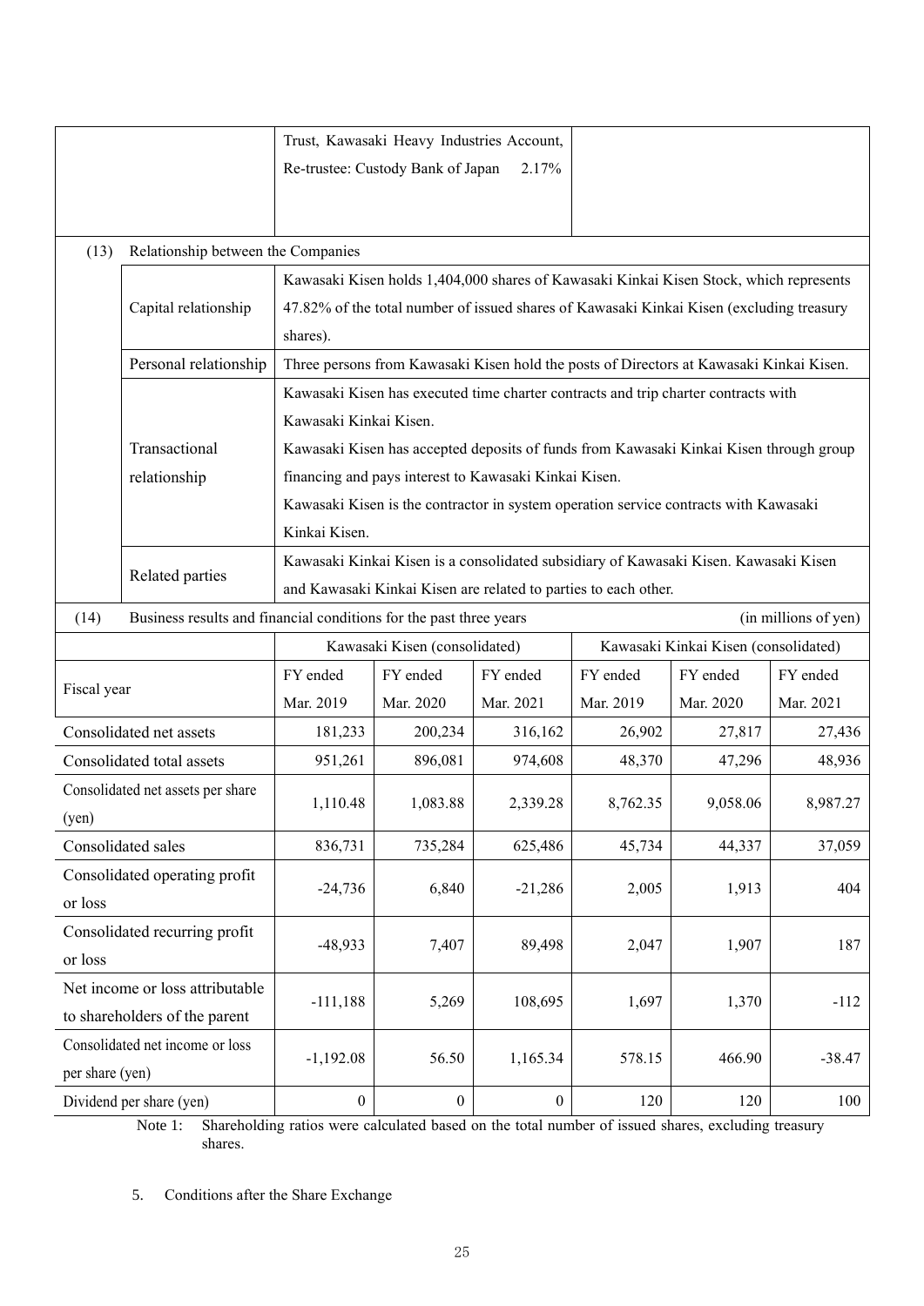| | | | |
|---|---|---|---|
| | | Trust, Kawasaki Heavy Industries Account, Re-trustee: Custody Bank of Japan 2.17% | |

| | | |
|---|---|---|
| (13) | Relationship between the Companies | |
| | Capital relationship | Kawasaki Kisen holds 1,404,000 shares of Kawasaki Kinkai Kisen Stock, which represents 47.82% of the total number of issued shares of Kawasaki Kinkai Kisen (excluding treasury shares). |
| | Personal relationship | Three persons from Kawasaki Kisen hold the posts of Directors at Kawasaki Kinkai Kisen. |
| | Transactional relationship | Kawasaki Kisen has executed time charter contracts and trip charter contracts with Kawasaki Kinkai Kisen.<br>Kawasaki Kisen has accepted deposits of funds from Kawasaki Kinkai Kisen through group financing and pays interest to Kawasaki Kinkai Kisen.<br>Kawasaki Kisen is the contractor in system operation service contracts with Kawasaki Kinkai Kisen. |
| | Related parties | Kawasaki Kinkai Kisen is a consolidated subsidiary of Kawasaki Kisen. Kawasaki Kisen and Kawasaki Kinkai Kisen are related to parties to each other. |

(14) Business results and financial conditions for the past three years (in millions of yen)

| | Kawasaki Kisen (consolidated) | | | Kawasaki Kinkai Kisen (consolidated) | | |
|---|---|---|---|---|---|---|
| Fiscal year | FY ended Mar. 2019 | FY ended Mar. 2020 | FY ended Mar. 2021 | FY ended Mar. 2019 | FY ended Mar. 2020 | FY ended Mar. 2021 |
| Consolidated net assets | 181,233 | 200,234 | 316,162 | 26,902 | 27,817 | 27,436 |
| Consolidated total assets | 951,261 | 896,081 | 974,608 | 48,370 | 47,296 | 48,936 |
| Consolidated net assets per share (yen) | 1,110.48 | 1,083.88 | 2,339.28 | 8,762.35 | 9,058.06 | 8,987.27 |
| Consolidated sales | 836,731 | 735,284 | 625,486 | 45,734 | 44,337 | 37,059 |
| Consolidated operating profit or loss | -24,736 | 6,840 | -21,286 | 2,005 | 1,913 | 404 |
| Consolidated recurring profit or loss | -48,933 | 7,407 | 89,498 | 2,047 | 1,907 | 187 |
| Net income or loss attributable to shareholders of the parent | -111,188 | 5,269 | 108,695 | 1,697 | 1,370 | -112 |
| Consolidated net income or loss per share (yen) | -1,192.08 | 56.50 | 1,165.34 | 578.15 | 466.90 | -38.47 |
| Dividend per share (yen) | 0 | 0 | 0 | 120 | 120 | 100 |

Note 1: Shareholding ratios were calculated based on the total number of issued shares, excluding treasury shares.

5. Conditions after the Share Exchange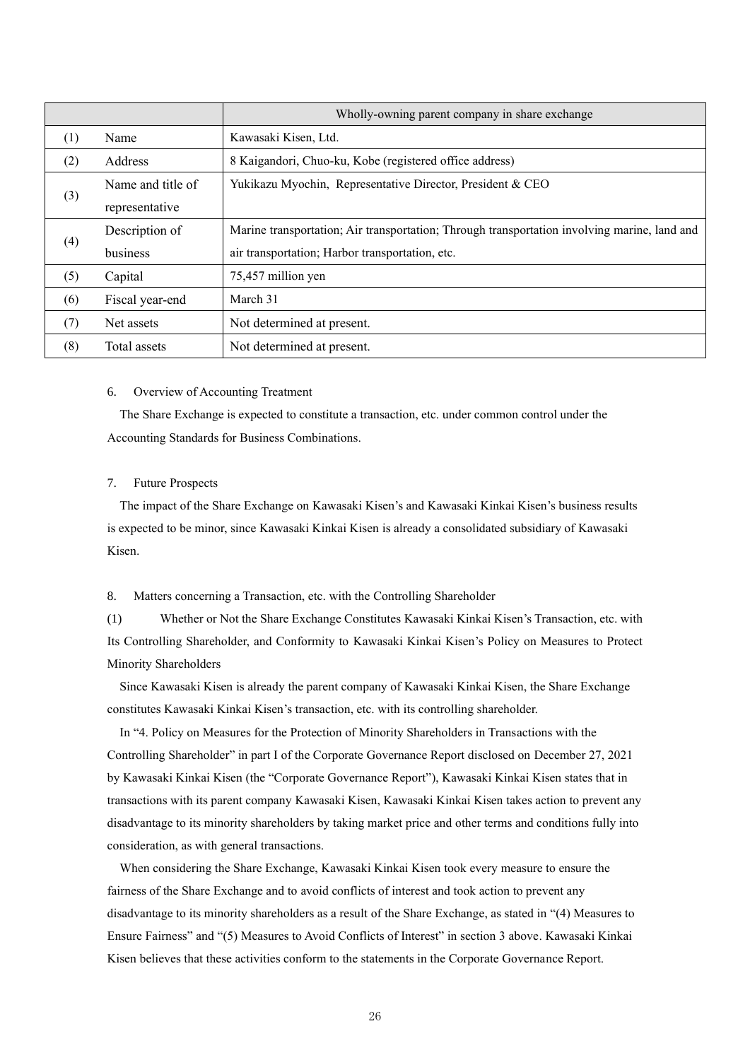| | | Wholly-owning parent company in share exchange |
|---|---|---|
| (1) | Name | Kawasaki Kisen, Ltd. |
| (2) | Address | 8 Kaigandori, Chuo-ku, Kobe (registered office address) |
| (3) | Name and title of representative | Yukikazu Myochin, Representative Director, President & CEO |
| (4) | Description of business | Marine transportation; Air transportation; Through transportation involving marine, land and air transportation; Harbor transportation, etc. |
| (5) | Capital | 75,457 million yen |
| (6) | Fiscal year-end | March 31 |
| (7) | Net assets | Not determined at present. |
| (8) | Total assets | Not determined at present. |

6. Overview of Accounting Treatment

The Share Exchange is expected to constitute a transaction, etc. under common control under the Accounting Standards for Business Combinations.

7. Future Prospects

The impact of the Share Exchange on Kawasaki Kisen's and Kawasaki Kinkai Kisen's business results is expected to be minor, since Kawasaki Kinkai Kisen is already a consolidated subsidiary of Kawasaki Kisen.

8. Matters concerning a Transaction, etc. with the Controlling Shareholder

(1) Whether or Not the Share Exchange Constitutes Kawasaki Kinkai Kisen's Transaction, etc. with Its Controlling Shareholder, and Conformity to Kawasaki Kinkai Kisen's Policy on Measures to Protect Minority Shareholders

Since Kawasaki Kisen is already the parent company of Kawasaki Kinkai Kisen, the Share Exchange constitutes Kawasaki Kinkai Kisen's transaction, etc. with its controlling shareholder.

In "4. Policy on Measures for the Protection of Minority Shareholders in Transactions with the Controlling Shareholder" in part I of the Corporate Governance Report disclosed on December 27, 2021 by Kawasaki Kinkai Kisen (the "Corporate Governance Report"), Kawasaki Kinkai Kisen states that in transactions with its parent company Kawasaki Kisen, Kawasaki Kinkai Kisen takes action to prevent any disadvantage to its minority shareholders by taking market price and other terms and conditions fully into consideration, as with general transactions.

When considering the Share Exchange, Kawasaki Kinkai Kisen took every measure to ensure the fairness of the Share Exchange and to avoid conflicts of interest and took action to prevent any disadvantage to its minority shareholders as a result of the Share Exchange, as stated in "(4) Measures to Ensure Fairness" and "(5) Measures to Avoid Conflicts of Interest" in section 3 above. Kawasaki Kinkai Kisen believes that these activities conform to the statements in the Corporate Governance Report.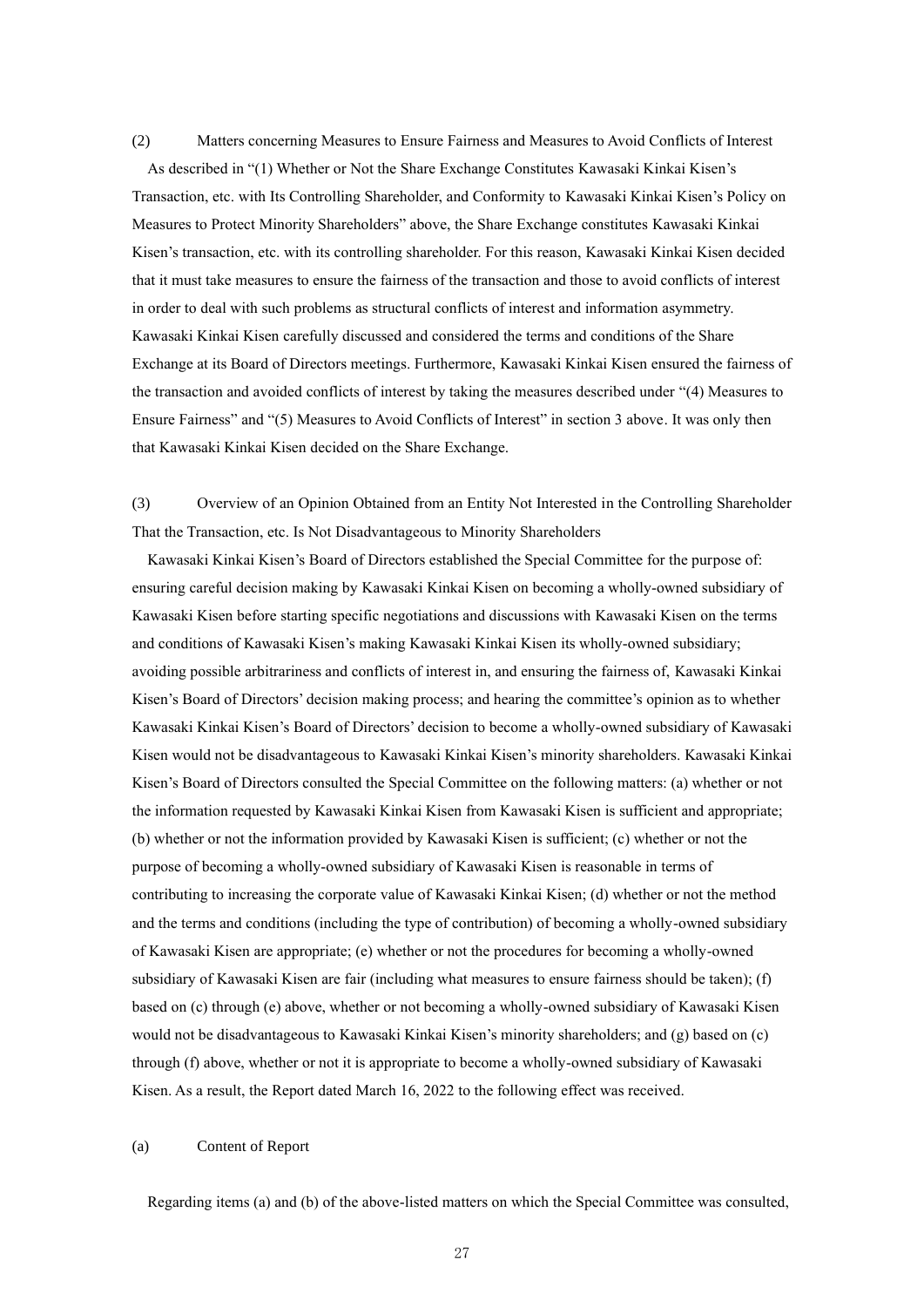(2) Matters concerning Measures to Ensure Fairness and Measures to Avoid Conflicts of Interest

As described in "(1) Whether or Not the Share Exchange Constitutes Kawasaki Kinkai Kisen's Transaction, etc. with Its Controlling Shareholder, and Conformity to Kawasaki Kinkai Kisen's Policy on Measures to Protect Minority Shareholders" above, the Share Exchange constitutes Kawasaki Kinkai Kisen's transaction, etc. with its controlling shareholder. For this reason, Kawasaki Kinkai Kisen decided that it must take measures to ensure the fairness of the transaction and those to avoid conflicts of interest in order to deal with such problems as structural conflicts of interest and information asymmetry. Kawasaki Kinkai Kisen carefully discussed and considered the terms and conditions of the Share Exchange at its Board of Directors meetings. Furthermore, Kawasaki Kinkai Kisen ensured the fairness of the transaction and avoided conflicts of interest by taking the measures described under "(4) Measures to Ensure Fairness" and "(5) Measures to Avoid Conflicts of Interest" in section 3 above. It was only then that Kawasaki Kinkai Kisen decided on the Share Exchange.

(3) Overview of an Opinion Obtained from an Entity Not Interested in the Controlling Shareholder That the Transaction, etc. Is Not Disadvantageous to Minority Shareholders

Kawasaki Kinkai Kisen's Board of Directors established the Special Committee for the purpose of: ensuring careful decision making by Kawasaki Kinkai Kisen on becoming a wholly-owned subsidiary of Kawasaki Kisen before starting specific negotiations and discussions with Kawasaki Kisen on the terms and conditions of Kawasaki Kisen's making Kawasaki Kinkai Kisen its wholly-owned subsidiary; avoiding possible arbitrariness and conflicts of interest in, and ensuring the fairness of, Kawasaki Kinkai Kisen's Board of Directors' decision making process; and hearing the committee's opinion as to whether Kawasaki Kinkai Kisen's Board of Directors' decision to become a wholly-owned subsidiary of Kawasaki Kisen would not be disadvantageous to Kawasaki Kinkai Kisen's minority shareholders. Kawasaki Kinkai Kisen's Board of Directors consulted the Special Committee on the following matters: (a) whether or not the information requested by Kawasaki Kinkai Kisen from Kawasaki Kisen is sufficient and appropriate; (b) whether or not the information provided by Kawasaki Kisen is sufficient; (c) whether or not the purpose of becoming a wholly-owned subsidiary of Kawasaki Kisen is reasonable in terms of contributing to increasing the corporate value of Kawasaki Kinkai Kisen; (d) whether or not the method and the terms and conditions (including the type of contribution) of becoming a wholly-owned subsidiary of Kawasaki Kisen are appropriate; (e) whether or not the procedures for becoming a wholly-owned subsidiary of Kawasaki Kisen are fair (including what measures to ensure fairness should be taken); (f) based on (c) through (e) above, whether or not becoming a wholly-owned subsidiary of Kawasaki Kisen would not be disadvantageous to Kawasaki Kinkai Kisen's minority shareholders; and (g) based on (c) through (f) above, whether or not it is appropriate to become a wholly-owned subsidiary of Kawasaki Kisen. As a result, the Report dated March 16, 2022 to the following effect was received.

(a) Content of Report

Regarding items (a) and (b) of the above-listed matters on which the Special Committee was consulted,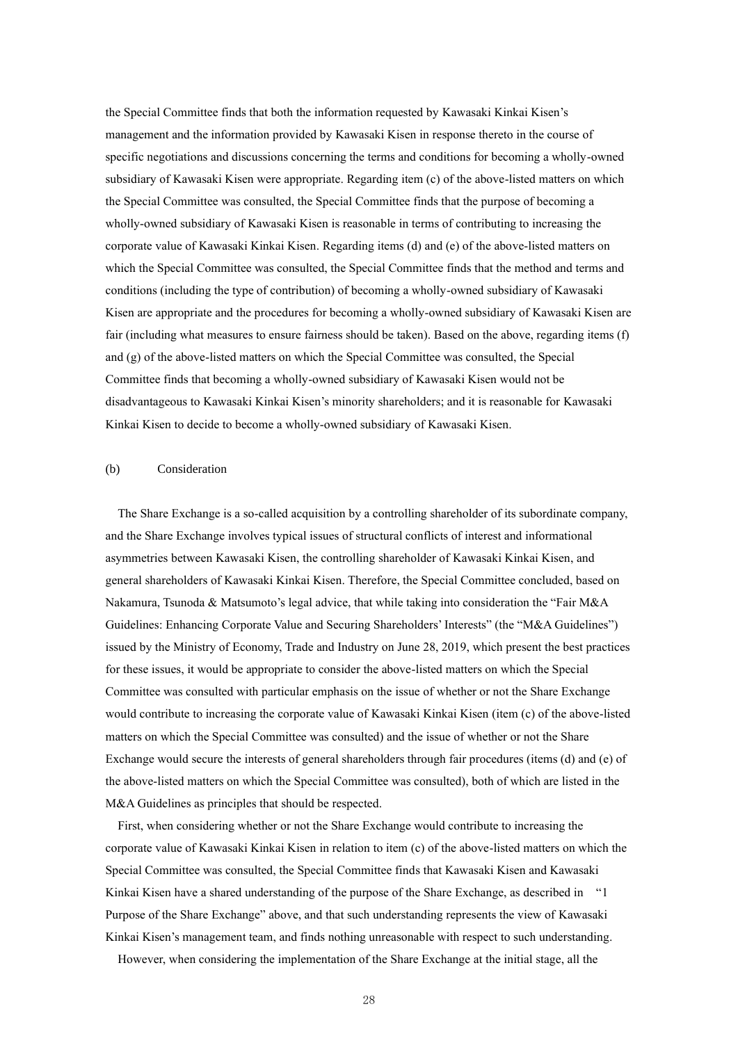the Special Committee finds that both the information requested by Kawasaki Kinkai Kisen's management and the information provided by Kawasaki Kisen in response thereto in the course of specific negotiations and discussions concerning the terms and conditions for becoming a wholly-owned subsidiary of Kawasaki Kisen were appropriate. Regarding item (c) of the above-listed matters on which the Special Committee was consulted, the Special Committee finds that the purpose of becoming a wholly-owned subsidiary of Kawasaki Kisen is reasonable in terms of contributing to increasing the corporate value of Kawasaki Kinkai Kisen. Regarding items (d) and (e) of the above-listed matters on which the Special Committee was consulted, the Special Committee finds that the method and terms and conditions (including the type of contribution) of becoming a wholly-owned subsidiary of Kawasaki Kisen are appropriate and the procedures for becoming a wholly-owned subsidiary of Kawasaki Kisen are fair (including what measures to ensure fairness should be taken). Based on the above, regarding items (f) and (g) of the above-listed matters on which the Special Committee was consulted, the Special Committee finds that becoming a wholly-owned subsidiary of Kawasaki Kisen would not be disadvantageous to Kawasaki Kinkai Kisen's minority shareholders; and it is reasonable for Kawasaki Kinkai Kisen to decide to become a wholly-owned subsidiary of Kawasaki Kisen.

(b) Consideration

The Share Exchange is a so-called acquisition by a controlling shareholder of its subordinate company, and the Share Exchange involves typical issues of structural conflicts of interest and informational asymmetries between Kawasaki Kisen, the controlling shareholder of Kawasaki Kinkai Kisen, and general shareholders of Kawasaki Kinkai Kisen. Therefore, the Special Committee concluded, based on Nakamura, Tsunoda & Matsumoto's legal advice, that while taking into consideration the "Fair M&A Guidelines: Enhancing Corporate Value and Securing Shareholders' Interests" (the "M&A Guidelines") issued by the Ministry of Economy, Trade and Industry on June 28, 2019, which present the best practices for these issues, it would be appropriate to consider the above-listed matters on which the Special Committee was consulted with particular emphasis on the issue of whether or not the Share Exchange would contribute to increasing the corporate value of Kawasaki Kinkai Kisen (item (c) of the above-listed matters on which the Special Committee was consulted) and the issue of whether or not the Share Exchange would secure the interests of general shareholders through fair procedures (items (d) and (e) of the above-listed matters on which the Special Committee was consulted), both of which are listed in the M&A Guidelines as principles that should be respected.

First, when considering whether or not the Share Exchange would contribute to increasing the corporate value of Kawasaki Kinkai Kisen in relation to item (c) of the above-listed matters on which the Special Committee was consulted, the Special Committee finds that Kawasaki Kisen and Kawasaki Kinkai Kisen have a shared understanding of the purpose of the Share Exchange, as described in "1 Purpose of the Share Exchange" above, and that such understanding represents the view of Kawasaki Kinkai Kisen's management team, and finds nothing unreasonable with respect to such understanding.

However, when considering the implementation of the Share Exchange at the initial stage, all the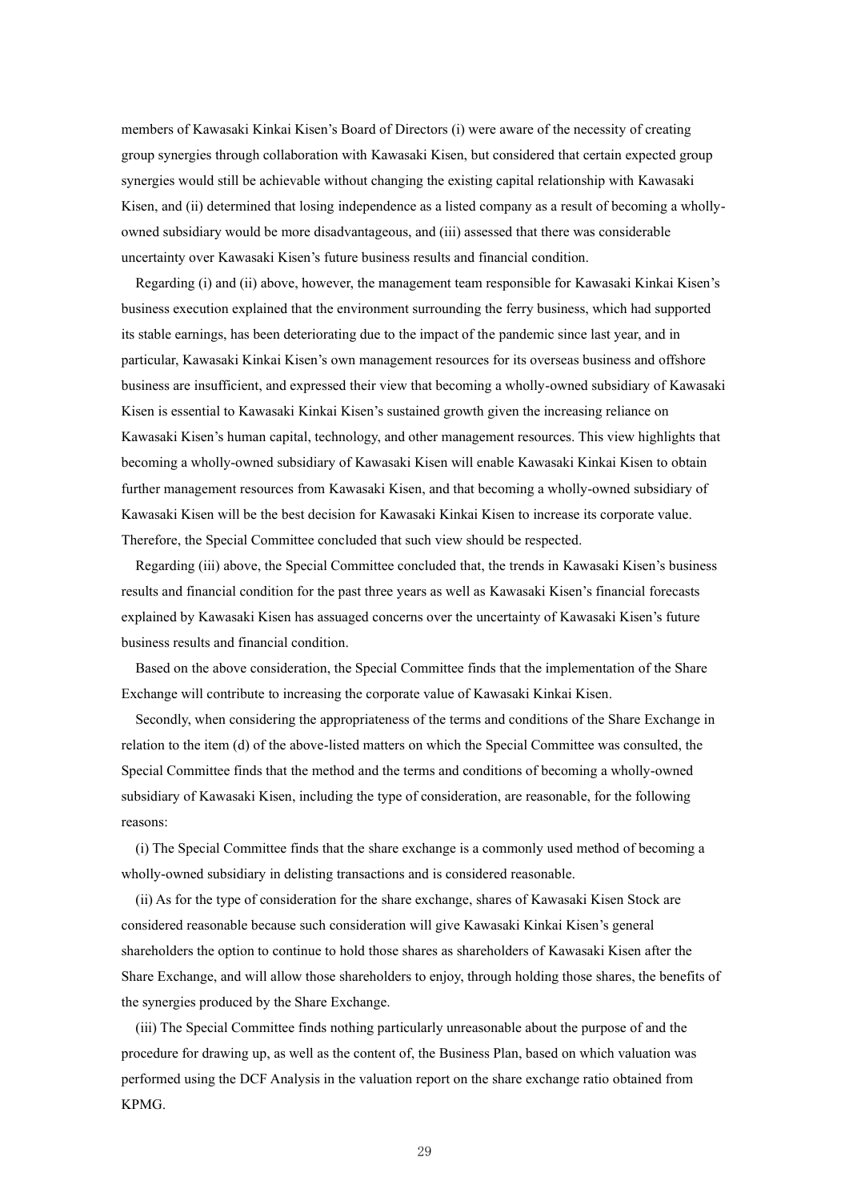members of Kawasaki Kinkai Kisen's Board of Directors (i) were aware of the necessity of creating group synergies through collaboration with Kawasaki Kisen, but considered that certain expected group synergies would still be achievable without changing the existing capital relationship with Kawasaki Kisen, and (ii) determined that losing independence as a listed company as a result of becoming a wholly-owned subsidiary would be more disadvantageous, and (iii) assessed that there was considerable uncertainty over Kawasaki Kisen's future business results and financial condition.

Regarding (i) and (ii) above, however, the management team responsible for Kawasaki Kinkai Kisen's business execution explained that the environment surrounding the ferry business, which had supported its stable earnings, has been deteriorating due to the impact of the pandemic since last year, and in particular, Kawasaki Kinkai Kisen's own management resources for its overseas business and offshore business are insufficient, and expressed their view that becoming a wholly-owned subsidiary of Kawasaki Kisen is essential to Kawasaki Kinkai Kisen's sustained growth given the increasing reliance on Kawasaki Kisen's human capital, technology, and other management resources. This view highlights that becoming a wholly-owned subsidiary of Kawasaki Kisen will enable Kawasaki Kinkai Kisen to obtain further management resources from Kawasaki Kisen, and that becoming a wholly-owned subsidiary of Kawasaki Kisen will be the best decision for Kawasaki Kinkai Kisen to increase its corporate value. Therefore, the Special Committee concluded that such view should be respected.

Regarding (iii) above, the Special Committee concluded that, the trends in Kawasaki Kisen's business results and financial condition for the past three years as well as Kawasaki Kisen's financial forecasts explained by Kawasaki Kisen has assuaged concerns over the uncertainty of Kawasaki Kisen's future business results and financial condition.

Based on the above consideration, the Special Committee finds that the implementation of the Share Exchange will contribute to increasing the corporate value of Kawasaki Kinkai Kisen.

Secondly, when considering the appropriateness of the terms and conditions of the Share Exchange in relation to the item (d) of the above-listed matters on which the Special Committee was consulted, the Special Committee finds that the method and the terms and conditions of becoming a wholly-owned subsidiary of Kawasaki Kisen, including the type of consideration, are reasonable, for the following reasons:

(i) The Special Committee finds that the share exchange is a commonly used method of becoming a wholly-owned subsidiary in delisting transactions and is considered reasonable.

(ii) As for the type of consideration for the share exchange, shares of Kawasaki Kisen Stock are considered reasonable because such consideration will give Kawasaki Kinkai Kisen's general shareholders the option to continue to hold those shares as shareholders of Kawasaki Kisen after the Share Exchange, and will allow those shareholders to enjoy, through holding those shares, the benefits of the synergies produced by the Share Exchange.

(iii) The Special Committee finds nothing particularly unreasonable about the purpose of and the procedure for drawing up, as well as the content of, the Business Plan, based on which valuation was performed using the DCF Analysis in the valuation report on the share exchange ratio obtained from KPMG.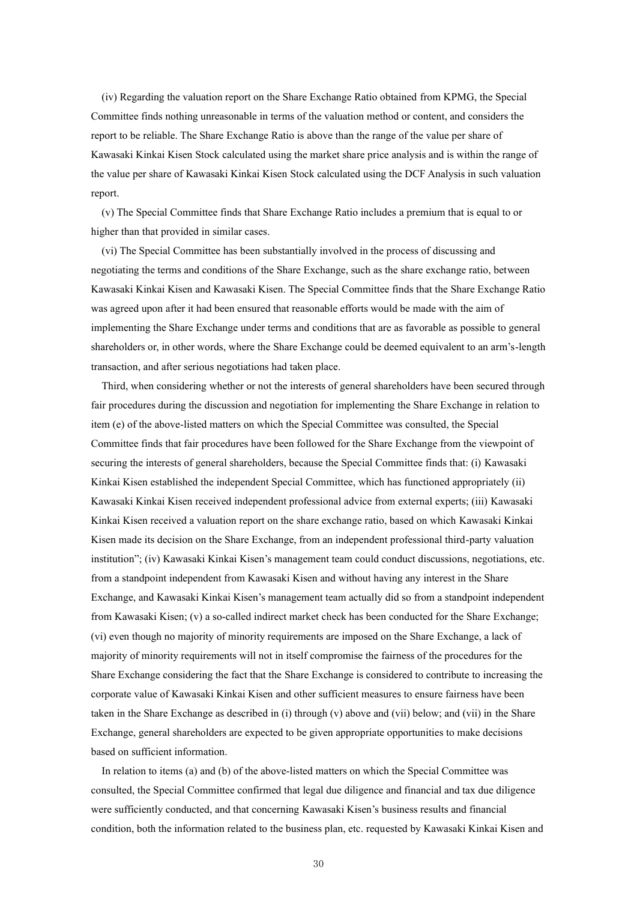(iv) Regarding the valuation report on the Share Exchange Ratio obtained from KPMG, the Special Committee finds nothing unreasonable in terms of the valuation method or content, and considers the report to be reliable. The Share Exchange Ratio is above than the range of the value per share of Kawasaki Kinkai Kisen Stock calculated using the market share price analysis and is within the range of the value per share of Kawasaki Kinkai Kisen Stock calculated using the DCF Analysis in such valuation report.

(v) The Special Committee finds that Share Exchange Ratio includes a premium that is equal to or higher than that provided in similar cases.

(vi) The Special Committee has been substantially involved in the process of discussing and negotiating the terms and conditions of the Share Exchange, such as the share exchange ratio, between Kawasaki Kinkai Kisen and Kawasaki Kisen. The Special Committee finds that the Share Exchange Ratio was agreed upon after it had been ensured that reasonable efforts would be made with the aim of implementing the Share Exchange under terms and conditions that are as favorable as possible to general shareholders or, in other words, where the Share Exchange could be deemed equivalent to an arm's-length transaction, and after serious negotiations had taken place.

Third, when considering whether or not the interests of general shareholders have been secured through fair procedures during the discussion and negotiation for implementing the Share Exchange in relation to item (e) of the above-listed matters on which the Special Committee was consulted, the Special Committee finds that fair procedures have been followed for the Share Exchange from the viewpoint of securing the interests of general shareholders, because the Special Committee finds that: (i) Kawasaki Kinkai Kisen established the independent Special Committee, which has functioned appropriately (ii) Kawasaki Kinkai Kisen received independent professional advice from external experts; (iii) Kawasaki Kinkai Kisen received a valuation report on the share exchange ratio, based on which Kawasaki Kinkai Kisen made its decision on the Share Exchange, from an independent professional third-party valuation institution"; (iv) Kawasaki Kinkai Kisen's management team could conduct discussions, negotiations, etc. from a standpoint independent from Kawasaki Kisen and without having any interest in the Share Exchange, and Kawasaki Kinkai Kisen's management team actually did so from a standpoint independent from Kawasaki Kisen; (v) a so-called indirect market check has been conducted for the Share Exchange; (vi) even though no majority of minority requirements are imposed on the Share Exchange, a lack of majority of minority requirements will not in itself compromise the fairness of the procedures for the Share Exchange considering the fact that the Share Exchange is considered to contribute to increasing the corporate value of Kawasaki Kinkai Kisen and other sufficient measures to ensure fairness have been taken in the Share Exchange as described in (i) through (v) above and (vii) below; and (vii) in the Share Exchange, general shareholders are expected to be given appropriate opportunities to make decisions based on sufficient information.

In relation to items (a) and (b) of the above-listed matters on which the Special Committee was consulted, the Special Committee confirmed that legal due diligence and financial and tax due diligence were sufficiently conducted, and that concerning Kawasaki Kisen's business results and financial condition, both the information related to the business plan, etc. requested by Kawasaki Kinkai Kisen and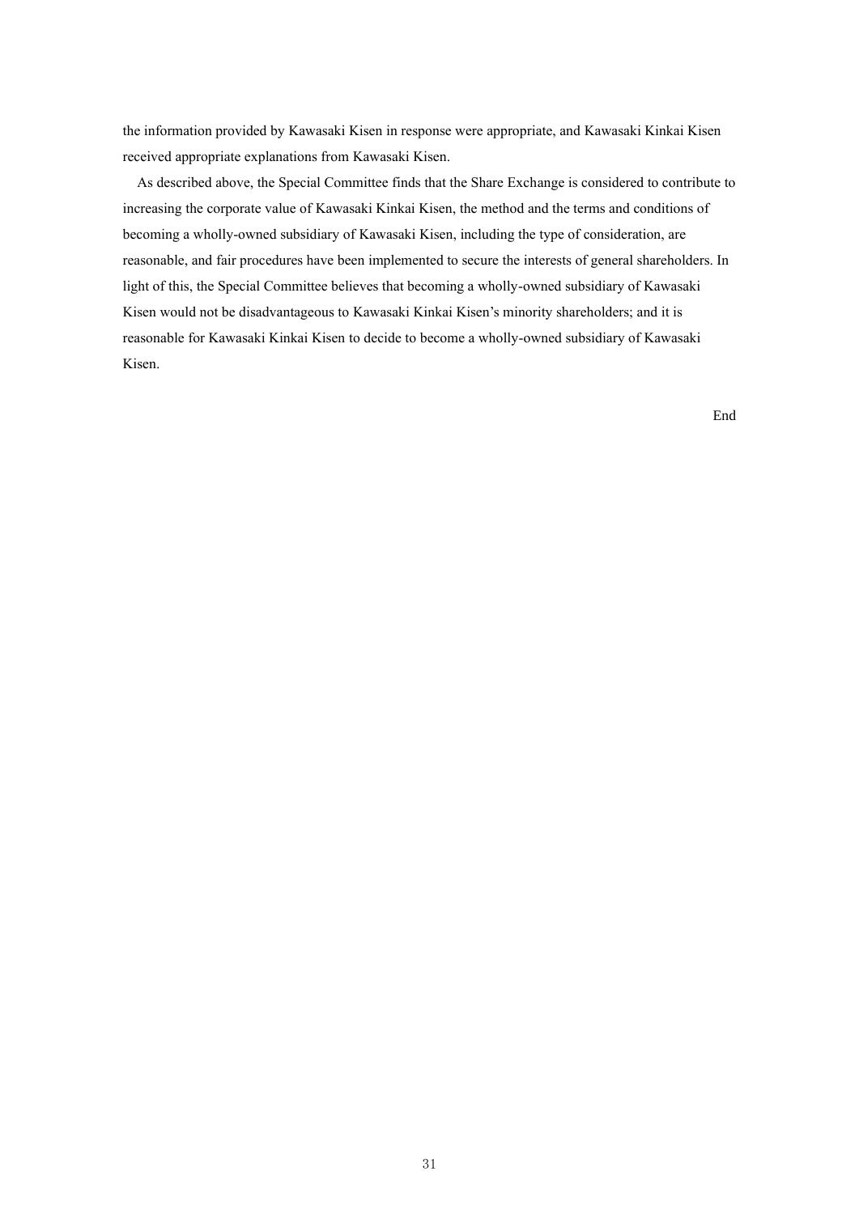the information provided by Kawasaki Kisen in response were appropriate, and Kawasaki Kinkai Kisen received appropriate explanations from Kawasaki Kisen.

As described above, the Special Committee finds that the Share Exchange is considered to contribute to increasing the corporate value of Kawasaki Kinkai Kisen, the method and the terms and conditions of becoming a wholly-owned subsidiary of Kawasaki Kisen, including the type of consideration, are reasonable, and fair procedures have been implemented to secure the interests of general shareholders. In light of this, the Special Committee believes that becoming a wholly-owned subsidiary of Kawasaki Kisen would not be disadvantageous to Kawasaki Kinkai Kisen's minority shareholders; and it is reasonable for Kawasaki Kinkai Kisen to decide to become a wholly-owned subsidiary of Kawasaki Kisen.

End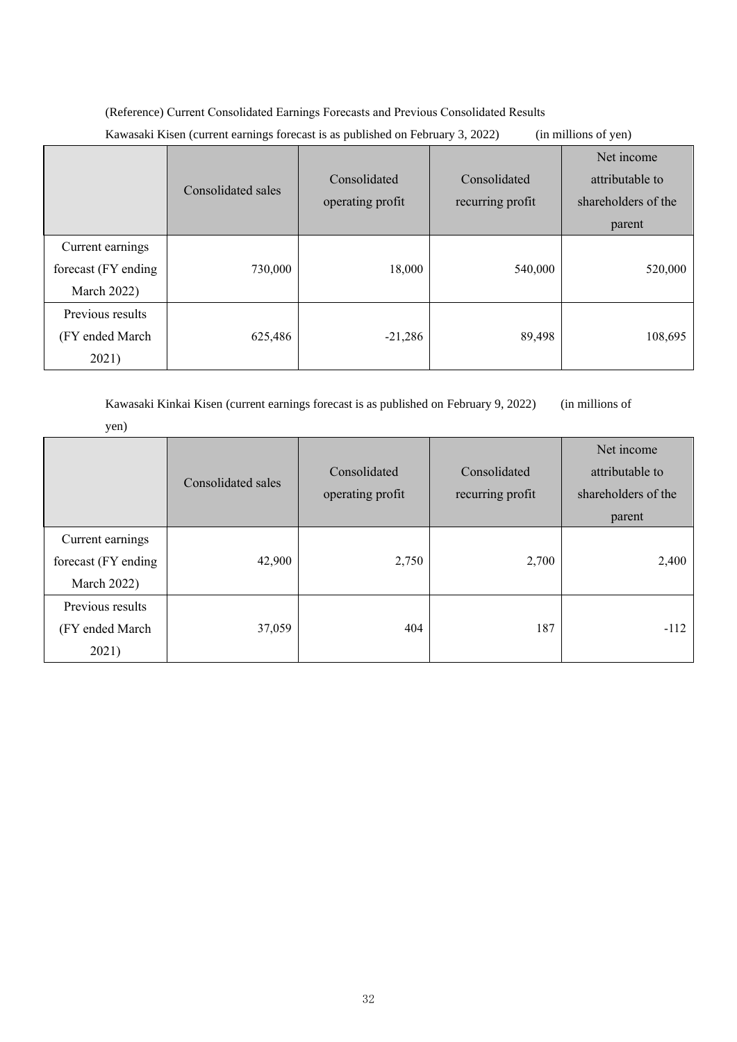(Reference) Current Consolidated Earnings Forecasts and Previous Consolidated Results

Kawasaki Kisen (current earnings forecast is as published on February 3, 2022) (in millions of yen)

| | Consolidated sales | Consolidated operating profit | Consolidated recurring profit | Net income attributable to shareholders of the parent |
|---|---|---|---|---|
| Current earnings forecast (FY ending March 2022) | 730,000 | 18,000 | 540,000 | 520,000 |
| Previous results (FY ended March 2021) | 625,486 | -21,286 | 89,498 | 108,695 |

Kawasaki Kinkai Kisen (current earnings forecast is as published on February 9, 2022) (in millions of yen)

| | Consolidated sales | Consolidated operating profit | Consolidated recurring profit | Net income attributable to shareholders of the parent |
|---|---|---|---|---|
| Current earnings forecast (FY ending March 2022) | 42,900 | 2,750 | 2,700 | 2,400 |
| Previous results (FY ended March 2021) | 37,059 | 404 | 187 | -112 |